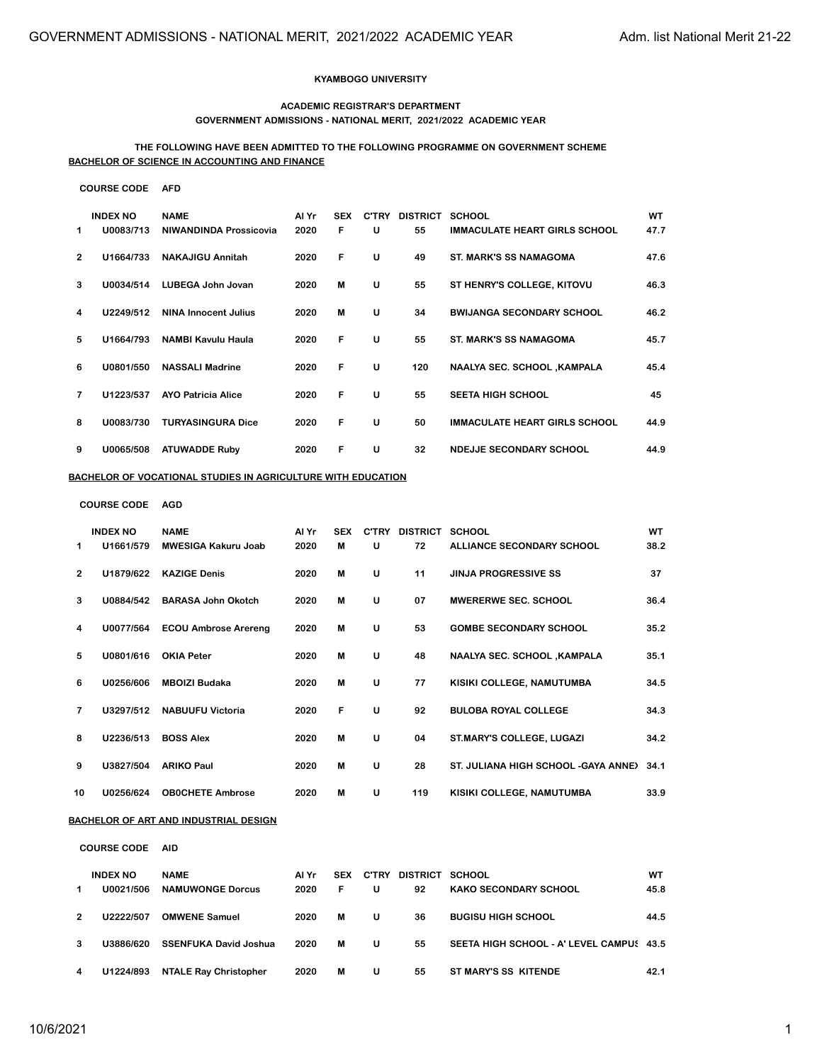**KYAMBOGO UNIVERSITY**

**ACADEMIC REGISTRAR'S DEPARTMENT**

**GOVERNMENT ADMISSIONS - NATIONAL MERIT, 2021/2022 ACADEMIC YEAR**

**THE FOLLOWING HAVE BEEN ADMITTED TO THE FOLLOWING PROGRAMME ON GOVERNMENT SCHEME**

**BACHELOR OF SCIENCE IN ACCOUNTING AND FINANCE**

**COURSE CODE** AFD

| | INDEX NO | NAME | Al Yr | SEX | C'TRY | DISTRICT | SCHOOL | WT |
|---|---|---|---|---|---|---|---|---|
| 1 | U0083/713 | NIWANDINDA Prossicovia | 2020 | F | U | 55 | IMMACULATE HEART GIRLS SCHOOL | 47.7 |
| 2 | U1664/733 | NAKAJIGU Annitah | 2020 | F | U | 49 | ST. MARK'S SS NAMAGOMA | 47.6 |
| 3 | U0034/514 | LUBEGA John Jovan | 2020 | M | U | 55 | ST HENRY'S COLLEGE, KITOVU | 46.3 |
| 4 | U2249/512 | NINA Innocent Julius | 2020 | M | U | 34 | BWIJANGA SECONDARY SCHOOL | 46.2 |
| 5 | U1664/793 | NAMBI Kavulu Haula | 2020 | F | U | 55 | ST. MARK'S SS NAMAGOMA | 45.7 |
| 6 | U0801/550 | NASSALI Madrine | 2020 | F | U | 120 | NAALYA SEC. SCHOOL ,KAMPALA | 45.4 |
| 7 | U1223/537 | AYO Patricia Alice | 2020 | F | U | 55 | SEETA HIGH SCHOOL | 45 |
| 8 | U0083/730 | TURYASINGURA Dice | 2020 | F | U | 50 | IMMACULATE HEART GIRLS SCHOOL | 44.9 |
| 9 | U0065/508 | ATUWADDE Ruby | 2020 | F | U | 32 | NDEJJE SECONDARY SCHOOL | 44.9 |

**BACHELOR OF VOCATIONAL STUDIES IN AGRICULTURE WITH EDUCATION**

**COURSE CODE** AGD

| | INDEX NO | NAME | Al Yr | SEX | C'TRY | DISTRICT | SCHOOL | WT |
|---|---|---|---|---|---|---|---|---|
| 1 | U1661/579 | MWESIGA Kakuru Joab | 2020 | M | U | 72 | ALLIANCE SECONDARY SCHOOL | 38.2 |
| 2 | U1879/622 | KAZIGE Denis | 2020 | M | U | 11 | JINJA PROGRESSIVE SS | 37 |
| 3 | U0884/542 | BARASA John Okotch | 2020 | M | U | 07 | MWERERWE SEC. SCHOOL | 36.4 |
| 4 | U0077/564 | ECOU Ambrose Arereng | 2020 | M | U | 53 | GOMBE SECONDARY SCHOOL | 35.2 |
| 5 | U0801/616 | OKIA Peter | 2020 | M | U | 48 | NAALYA SEC. SCHOOL ,KAMPALA | 35.1 |
| 6 | U0256/606 | MBOIZI Budaka | 2020 | M | U | 77 | KISIKI COLLEGE, NAMUTUMBA | 34.5 |
| 7 | U3297/512 | NABUUFU Victoria | 2020 | F | U | 92 | BULOBA ROYAL COLLEGE | 34.3 |
| 8 | U2236/513 | BOSS Alex | 2020 | M | U | 04 | ST.MARY'S COLLEGE, LUGAZI | 34.2 |
| 9 | U3827/504 | ARIKO Paul | 2020 | M | U | 28 | ST. JULIANA HIGH SCHOOL -GAYA ANNEX | 34.1 |
| 10 | U0256/624 | OB0CHETE Ambrose | 2020 | M | U | 119 | KISIKI COLLEGE, NAMUTUMBA | 33.9 |

**BACHELOR OF ART AND INDUSTRIAL DESIGN**

**COURSE CODE** AID

| | INDEX NO | NAME | Al Yr | SEX | C'TRY | DISTRICT | SCHOOL | WT |
|---|---|---|---|---|---|---|---|---|
| 1 | U0021/506 | NAMUWONGE Dorcus | 2020 | F | U | 92 | KAKO SECONDARY SCHOOL | 45.8 |
| 2 | U2222/507 | OMWENE Samuel | 2020 | M | U | 36 | BUGISU HIGH SCHOOL | 44.5 |
| 3 | U3886/620 | SSENFUKA David Joshua | 2020 | M | U | 55 | SEETA HIGH SCHOOL - A' LEVEL CAMPUS | 43.5 |
| 4 | U1224/893 | NTALE Ray Christopher | 2020 | M | U | 55 | ST MARY'S SS KITENDE | 42.1 |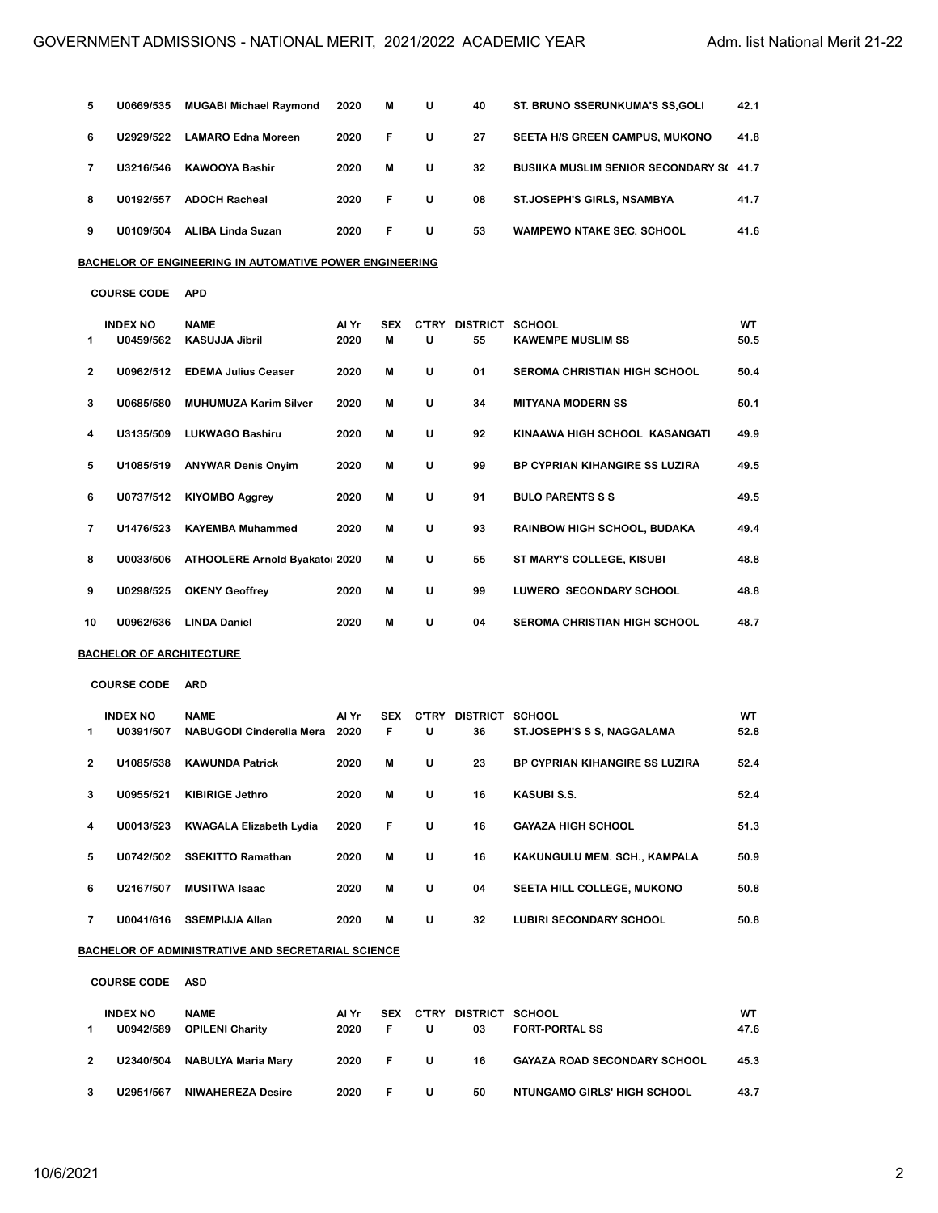| | INDEX NO | NAME | Al Yr | SEX | C'TRY | DISTRICT | SCHOOL | WT |
|---|---|---|---|---|---|---|---|---|
| 5 | U0669/535 | MUGABI Michael Raymond | 2020 | M | U | 40 | ST. BRUNO SSERUNKUMA'S SS,GOLI | 42.1 |
| 6 | U2929/522 | LAMARO Edna Moreen | 2020 | F | U | 27 | SEETA H/S GREEN CAMPUS, MUKONO | 41.8 |
| 7 | U3216/546 | KAWOOYA Bashir | 2020 | M | U | 32 | BUSIIKA MUSLIM SENIOR SECONDARY S( | 41.7 |
| 8 | U0192/557 | ADOCH Racheal | 2020 | F | U | 08 | ST.JOSEPH'S GIRLS, NSAMBYA | 41.7 |
| 9 | U0109/504 | ALIBA Linda Suzan | 2020 | F | U | 53 | WAMPEWO NTAKE SEC. SCHOOL | 41.6 |

**BACHELOR OF ENGINEERING IN AUTOMATIVE POWER ENGINEERING**

**COURSE CODE** APD

| | INDEX NO | NAME | Al Yr | SEX | C'TRY | DISTRICT | SCHOOL | WT |
|---|---|---|---|---|---|---|---|---|
| 1 | U0459/562 | KASUJJA Jibril | 2020 | M | U | 55 | KAWEMPE MUSLIM SS | 50.5 |
| 2 | U0962/512 | EDEMA Julius Ceaser | 2020 | M | U | 01 | SEROMA CHRISTIAN HIGH SCHOOL | 50.4 |
| 3 | U0685/580 | MUHUMUZA Karim Silver | 2020 | M | U | 34 | MITYANA MODERN SS | 50.1 |
| 4 | U3135/509 | LUKWAGO Bashiru | 2020 | M | U | 92 | KINAAWA HIGH SCHOOL KASANGATI | 49.9 |
| 5 | U1085/519 | ANYWAR Denis Onyim | 2020 | M | U | 99 | BP CYPRIAN KIHANGIRE SS LUZIRA | 49.5 |
| 6 | U0737/512 | KIYOMBO Aggrey | 2020 | M | U | 91 | BULO PARENTS S S | 49.5 |
| 7 | U1476/523 | KAYEMBA Muhammed | 2020 | M | U | 93 | RAINBOW HIGH SCHOOL, BUDAKA | 49.4 |
| 8 | U0033/506 | ATHOOLERE Arnold Byakato | 2020 | M | U | 55 | ST MARY'S COLLEGE, KISUBI | 48.8 |
| 9 | U0298/525 | OKENY Geoffrey | 2020 | M | U | 99 | LUWERO SECONDARY SCHOOL | 48.8 |
| 10 | U0962/636 | LINDA Daniel | 2020 | M | U | 04 | SEROMA CHRISTIAN HIGH SCHOOL | 48.7 |

**BACHELOR OF ARCHITECTURE**

**COURSE CODE** ARD

| | INDEX NO | NAME | Al Yr | SEX | C'TRY | DISTRICT | SCHOOL | WT |
|---|---|---|---|---|---|---|---|---|
| 1 | U0391/507 | NABUGODI Cinderella Mera | 2020 | F | U | 36 | ST.JOSEPH'S S S, NAGGALAMA | 52.8 |
| 2 | U1085/538 | KAWUNDA Patrick | 2020 | M | U | 23 | BP CYPRIAN KIHANGIRE SS LUZIRA | 52.4 |
| 3 | U0955/521 | KIBIRIGE Jethro | 2020 | M | U | 16 | KASUBI S.S. | 52.4 |
| 4 | U0013/523 | KWAGALA Elizabeth Lydia | 2020 | F | U | 16 | GAYAZA HIGH SCHOOL | 51.3 |
| 5 | U0742/502 | SSEKITTO Ramathan | 2020 | M | U | 16 | KAKUNGULU MEM. SCH., KAMPALA | 50.9 |
| 6 | U2167/507 | MUSITWA Isaac | 2020 | M | U | 04 | SEETA HILL COLLEGE, MUKONO | 50.8 |
| 7 | U0041/616 | SSEMPIJJA Allan | 2020 | M | U | 32 | LUBIRI SECONDARY SCHOOL | 50.8 |

**BACHELOR OF ADMINISTRATIVE AND SECRETARIAL SCIENCE**

**COURSE CODE** ASD

| | INDEX NO | NAME | Al Yr | SEX | C'TRY | DISTRICT | SCHOOL | WT |
|---|---|---|---|---|---|---|---|---|
| 1 | U0942/589 | OPILENI Charity | 2020 | F | U | 03 | FORT-PORTAL SS | 47.6 |
| 2 | U2340/504 | NABULYA Maria Mary | 2020 | F | U | 16 | GAYAZA ROAD SECONDARY SCHOOL | 45.3 |
| 3 | U2951/567 | NIWAHEREZA Desire | 2020 | F | U | 50 | NTUNGAMO GIRLS' HIGH SCHOOL | 43.7 |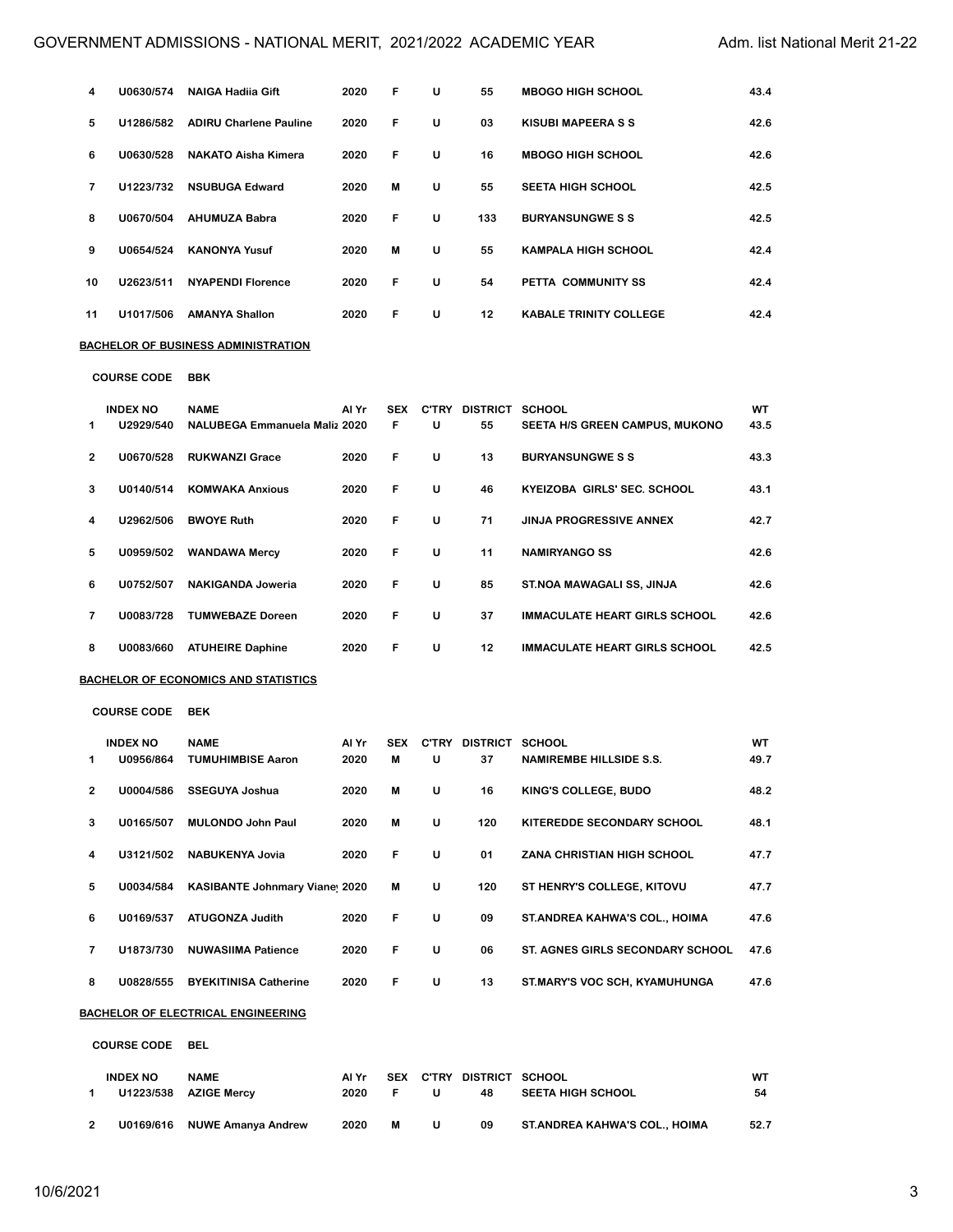| | INDEX NO | NAME | Al Yr | SEX | C'TRY | DISTRICT | SCHOOL | WT |
|---|---|---|---|---|---|---|---|---|
| 4 | U0630/574 | NAIGA Hadiia Gift | 2020 | F | U | 55 | MBOGO HIGH SCHOOL | 43.4 |
| 5 | U1286/582 | ADIRU Charlene Pauline | 2020 | F | U | 03 | KISUBI MAPEERA S S | 42.6 |
| 6 | U0630/528 | NAKATO Aisha Kimera | 2020 | F | U | 16 | MBOGO HIGH SCHOOL | 42.6 |
| 7 | U1223/732 | NSUBUGA Edward | 2020 | M | U | 55 | SEETA HIGH SCHOOL | 42.5 |
| 8 | U0670/504 | AHUMUZA Babra | 2020 | F | U | 133 | BURYANSUNGWE S S | 42.5 |
| 9 | U0654/524 | KANONYA Yusuf | 2020 | M | U | 55 | KAMPALA HIGH SCHOOL | 42.4 |
| 10 | U2623/511 | NYAPENDI Florence | 2020 | F | U | 54 | PETTA COMMUNITY SS | 42.4 |
| 11 | U1017/506 | AMANYA Shallon | 2020 | F | U | 12 | KABALE TRINITY COLLEGE | 42.4 |

**BACHELOR OF BUSINESS ADMINISTRATION**

**COURSE CODE BBK**

| | INDEX NO | NAME | Al Yr | SEX | C'TRY | DISTRICT | SCHOOL | WT |
|---|---|---|---|---|---|---|---|---|
| 1 | U2929/540 | NALUBEGA Emmanuela Maliz | 2020 | F | U | 55 | SEETA H/S GREEN CAMPUS, MUKONO | 43.5 |
| 2 | U0670/528 | RUKWANZI Grace | 2020 | F | U | 13 | BURYANSUNGWE S S | 43.3 |
| 3 | U0140/514 | KOMWAKA Anxious | 2020 | F | U | 46 | KYEIZOBA GIRLS' SEC. SCHOOL | 43.1 |
| 4 | U2962/506 | BWOYE Ruth | 2020 | F | U | 71 | JINJA PROGRESSIVE ANNEX | 42.7 |
| 5 | U0959/502 | WANDAWA Mercy | 2020 | F | U | 11 | NAMIRYANGO SS | 42.6 |
| 6 | U0752/507 | NAKIGANDA Joweria | 2020 | F | U | 85 | ST.NOA MAWAGALI SS, JINJA | 42.6 |
| 7 | U0083/728 | TUMWEBAZE Doreen | 2020 | F | U | 37 | IMMACULATE HEART GIRLS SCHOOL | 42.6 |
| 8 | U0083/660 | ATUHEIRE Daphine | 2020 | F | U | 12 | IMMACULATE HEART GIRLS SCHOOL | 42.5 |

**BACHELOR OF ECONOMICS AND STATISTICS**

**COURSE CODE BEK**

| | INDEX NO | NAME | Al Yr | SEX | C'TRY | DISTRICT | SCHOOL | WT |
|---|---|---|---|---|---|---|---|---|
| 1 | U0956/864 | TUMUHIMBISE Aaron | 2020 | M | U | 37 | NAMIREMBE HILLSIDE S.S. | 49.7 |
| 2 | U0004/586 | SSEGUYA Joshua | 2020 | M | U | 16 | KING'S COLLEGE, BUDO | 48.2 |
| 3 | U0165/507 | MULONDO John Paul | 2020 | M | U | 120 | KITEREDDE SECONDARY SCHOOL | 48.1 |
| 4 | U3121/502 | NABUKENYA Jovia | 2020 | F | U | 01 | ZANA CHRISTIAN HIGH SCHOOL | 47.7 |
| 5 | U0034/584 | KASIBANTE Johnmary Vianey | 2020 | M | U | 120 | ST HENRY'S COLLEGE, KITOVU | 47.7 |
| 6 | U0169/537 | ATUGONZA Judith | 2020 | F | U | 09 | ST.ANDREA KAHWA'S COL., HOIMA | 47.6 |
| 7 | U1873/730 | NUWASIIMA Patience | 2020 | F | U | 06 | ST. AGNES GIRLS SECONDARY SCHOOL | 47.6 |
| 8 | U0828/555 | BYEKITINISA Catherine | 2020 | F | U | 13 | ST.MARY'S VOC SCH, KYAMUHUNGA | 47.6 |

**BACHELOR OF ELECTRICAL ENGINEERING**

**COURSE CODE BEL**

| | INDEX NO | NAME | Al Yr | SEX | C'TRY | DISTRICT | SCHOOL | WT |
|---|---|---|---|---|---|---|---|---|
| 1 | U1223/538 | AZIGE Mercy | 2020 | F | U | 48 | SEETA HIGH SCHOOL | 54 |
| 2 | U0169/616 | NUWE Amanya Andrew | 2020 | M | U | 09 | ST.ANDREA KAHWA'S COL., HOIMA | 52.7 |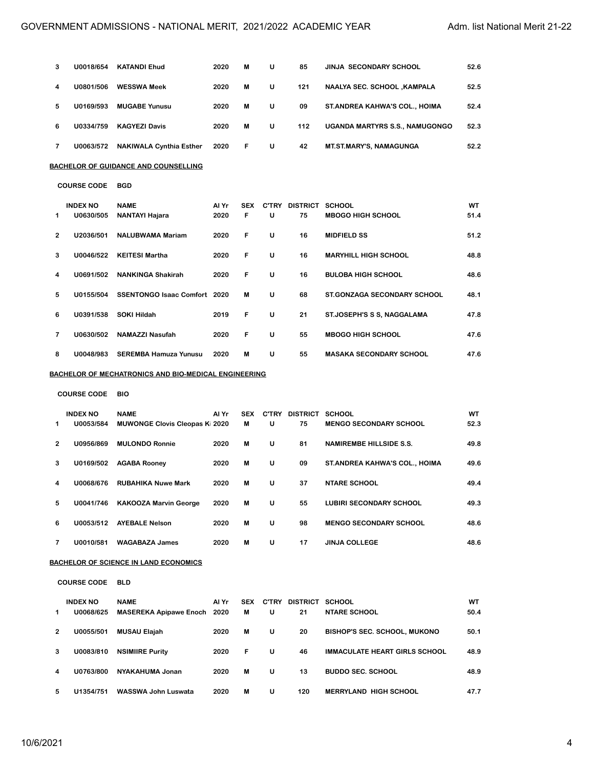| | INDEX NO | NAME | Al Yr | SEX | C'TRY | DISTRICT | SCHOOL | WT |
|---|---|---|---|---|---|---|---|---|
| 3 | U0018/654 | KATANDI Ehud | 2020 | M | U | 85 | JINJA SECONDARY SCHOOL | 52.6 |
| 4 | U0801/506 | WESSWA Meek | 2020 | M | U | 121 | NAALYA SEC. SCHOOL ,KAMPALA | 52.5 |
| 5 | U0169/593 | MUGABE Yunusu | 2020 | M | U | 09 | ST.ANDREA KAHWA'S COL., HOIMA | 52.4 |
| 6 | U0334/759 | KAGYEZI Davis | 2020 | M | U | 112 | UGANDA MARTYRS S.S., NAMUGONGO | 52.3 |
| 7 | U0063/572 | NAKIWALA Cynthia Esther | 2020 | F | U | 42 | MT.ST.MARY'S, NAMAGUNGA | 52.2 |

**BACHELOR OF GUIDANCE AND COUNSELLING**

**COURSE CODE BGD**

| | INDEX NO | NAME | Al Yr | SEX | C'TRY | DISTRICT | SCHOOL | WT |
|---|---|---|---|---|---|---|---|---|
| 1 | U0630/505 | NANTAYI Hajara | 2020 | F | U | 75 | MBOGO HIGH SCHOOL | 51.4 |
| 2 | U2036/501 | NALUBWAMA Mariam | 2020 | F | U | 16 | MIDFIELD SS | 51.2 |
| 3 | U0046/522 | KEITESI Martha | 2020 | F | U | 16 | MARYHILL HIGH SCHOOL | 48.8 |
| 4 | U0691/502 | NANKINGA Shakirah | 2020 | F | U | 16 | BULOBA HIGH SCHOOL | 48.6 |
| 5 | U0155/504 | SSENTONGO Isaac Comfort | 2020 | M | U | 68 | ST.GONZAGA SECONDARY SCHOOL | 48.1 |
| 6 | U0391/538 | SOKI Hildah | 2019 | F | U | 21 | ST.JOSEPH'S S S, NAGGALAMA | 47.8 |
| 7 | U0630/502 | NAMAZZI Nasufah | 2020 | F | U | 55 | MBOGO HIGH SCHOOL | 47.6 |
| 8 | U0048/983 | SEREMBA Hamuza Yunusu | 2020 | M | U | 55 | MASAKA SECONDARY SCHOOL | 47.6 |

**BACHELOR OF MECHATRONICS AND BIO-MEDICAL ENGINEERING**

**COURSE CODE BIO**

| | INDEX NO | NAME | Al Yr | SEX | C'TRY | DISTRICT | SCHOOL | WT |
|---|---|---|---|---|---|---|---|---|
| 1 | U0053/584 | MUWONGE Clovis Cleopas Ki | 2020 | M | U | 75 | MENGO SECONDARY SCHOOL | 52.3 |
| 2 | U0956/869 | MULONDO Ronnie | 2020 | M | U | 81 | NAMIREMBE HILLSIDE S.S. | 49.8 |
| 3 | U0169/502 | AGABA Rooney | 2020 | M | U | 09 | ST.ANDREA KAHWA'S COL., HOIMA | 49.6 |
| 4 | U0068/676 | RUBAHIKA Nuwe Mark | 2020 | M | U | 37 | NTARE SCHOOL | 49.4 |
| 5 | U0041/746 | KAKOOZA Marvin George | 2020 | M | U | 55 | LUBIRI SECONDARY SCHOOL | 49.3 |
| 6 | U0053/512 | AYEBALE Nelson | 2020 | M | U | 98 | MENGO SECONDARY SCHOOL | 48.6 |
| 7 | U0010/581 | WAGABAZA James | 2020 | M | U | 17 | JINJA COLLEGE | 48.6 |

**BACHELOR OF SCIENCE IN LAND ECONOMICS**

**COURSE CODE BLD**

| | INDEX NO | NAME | Al Yr | SEX | C'TRY | DISTRICT | SCHOOL | WT |
|---|---|---|---|---|---|---|---|---|
| 1 | U0068/625 | MASEREKA Apipawe Enoch | 2020 | M | U | 21 | NTARE SCHOOL | 50.4 |
| 2 | U0055/501 | MUSAU Elajah | 2020 | M | U | 20 | BISHOP'S SEC. SCHOOL, MUKONO | 50.1 |
| 3 | U0083/810 | NSIMIIRE Purity | 2020 | F | U | 46 | IMMACULATE HEART GIRLS SCHOOL | 48.9 |
| 4 | U0763/800 | NYAKAHUMA Jonan | 2020 | M | U | 13 | BUDDO SEC. SCHOOL | 48.9 |
| 5 | U1354/751 | WASSWA John Luswata | 2020 | M | U | 120 | MERRYLAND HIGH SCHOOL | 47.7 |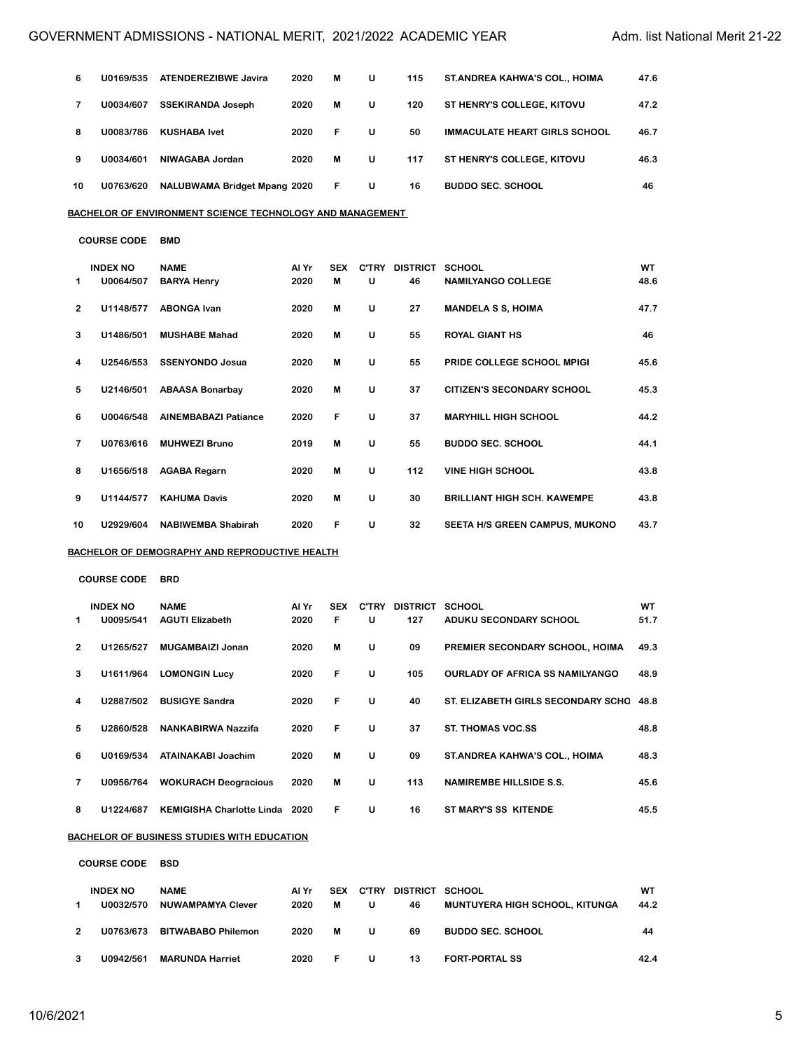| | INDEX NO | NAME | Al Yr | SEX | C'TRY | DISTRICT | SCHOOL | WT |
|---|---|---|---|---|---|---|---|---|
| 6 | U0169/535 | ATENDEREZIBWE Javira | 2020 | M | U | 115 | ST.ANDREA KAHWA'S COL., HOIMA | 47.6 |
| 7 | U0034/607 | SSEKIRANDA Joseph | 2020 | M | U | 120 | ST HENRY'S COLLEGE, KITOVU | 47.2 |
| 8 | U0083/786 | KUSHABA Ivet | 2020 | F | U | 50 | IMMACULATE HEART GIRLS SCHOOL | 46.7 |
| 9 | U0034/601 | NIWAGABA Jordan | 2020 | M | U | 117 | ST HENRY'S COLLEGE, KITOVU | 46.3 |
| 10 | U0763/620 | NALUBWAMA Bridget Mpang | 2020 | F | U | 16 | BUDDO SEC. SCHOOL | 46 |

**BACHELOR OF ENVIRONMENT SCIENCE TECHNOLOGY AND MANAGEMENT**

**COURSE CODE** BMD

| | INDEX NO | NAME | Al Yr | SEX | C'TRY | DISTRICT | SCHOOL | WT |
|---|---|---|---|---|---|---|---|---|
| 1 | U0064/507 | BARYA Henry | 2020 | M | U | 46 | NAMILYANGO COLLEGE | 48.6 |
| 2 | U1148/577 | ABONGA Ivan | 2020 | M | U | 27 | MANDELA S S, HOIMA | 47.7 |
| 3 | U1486/501 | MUSHABE Mahad | 2020 | M | U | 55 | ROYAL GIANT HS | 46 |
| 4 | U2546/553 | SSENYONDO Josua | 2020 | M | U | 55 | PRIDE COLLEGE SCHOOL MPIGI | 45.6 |
| 5 | U2146/501 | ABAASA Bonarbay | 2020 | M | U | 37 | CITIZEN'S SECONDARY SCHOOL | 45.3 |
| 6 | U0046/548 | AINEMBABAZI Patiance | 2020 | F | U | 37 | MARYHILL HIGH SCHOOL | 44.2 |
| 7 | U0763/616 | MUHWEZI Bruno | 2019 | M | U | 55 | BUDDO SEC. SCHOOL | 44.1 |
| 8 | U1656/518 | AGABA Regarn | 2020 | M | U | 112 | VINE HIGH SCHOOL | 43.8 |
| 9 | U1144/577 | KAHUMA Davis | 2020 | M | U | 30 | BRILLIANT HIGH SCH. KAWEMPE | 43.8 |
| 10 | U2929/604 | NABIWEMBA Shabirah | 2020 | F | U | 32 | SEETA H/S GREEN CAMPUS, MUKONO | 43.7 |

**BACHELOR OF DEMOGRAPHY AND REPRODUCTIVE HEALTH**

**COURSE CODE** BRD

| | INDEX NO | NAME | Al Yr | SEX | C'TRY | DISTRICT | SCHOOL | WT |
|---|---|---|---|---|---|---|---|---|
| 1 | U0095/541 | AGUTI Elizabeth | 2020 | F | U | 127 | ADUKU SECONDARY SCHOOL | 51.7 |
| 2 | U1265/527 | MUGAMBAIZI Jonan | 2020 | M | U | 09 | PREMIER SECONDARY SCHOOL, HOIMA | 49.3 |
| 3 | U1611/964 | LOMONGIN Lucy | 2020 | F | U | 105 | OURLADY OF AFRICA SS NAMILYANGO | 48.9 |
| 4 | U2887/502 | BUSIGYE Sandra | 2020 | F | U | 40 | ST. ELIZABETH GIRLS SECONDARY SCHO | 48.8 |
| 5 | U2860/528 | NANKABIRWA Nazzifa | 2020 | F | U | 37 | ST. THOMAS VOC.SS | 48.8 |
| 6 | U0169/534 | ATAINAKABI Joachim | 2020 | M | U | 09 | ST.ANDREA KAHWA'S COL., HOIMA | 48.3 |
| 7 | U0956/764 | WOKURACH Deogracious | 2020 | M | U | 113 | NAMIREMBE HILLSIDE S.S. | 45.6 |
| 8 | U1224/687 | KEMIGISHA Charlotte Linda | 2020 | F | U | 16 | ST MARY'S SS KITENDE | 45.5 |

**BACHELOR OF BUSINESS STUDIES WITH EDUCATION**

**COURSE CODE** BSD

| | INDEX NO | NAME | Al Yr | SEX | C'TRY | DISTRICT | SCHOOL | WT |
|---|---|---|---|---|---|---|---|---|
| 1 | U0032/570 | NUWAMPAMYA Clever | 2020 | M | U | 46 | MUNTUYERA HIGH SCHOOL, KITUNGA | 44.2 |
| 2 | U0763/673 | BITWABABO Philemon | 2020 | M | U | 69 | BUDDO SEC. SCHOOL | 44 |
| 3 | U0942/561 | MARUNDA Harriet | 2020 | F | U | 13 | FORT-PORTAL SS | 42.4 |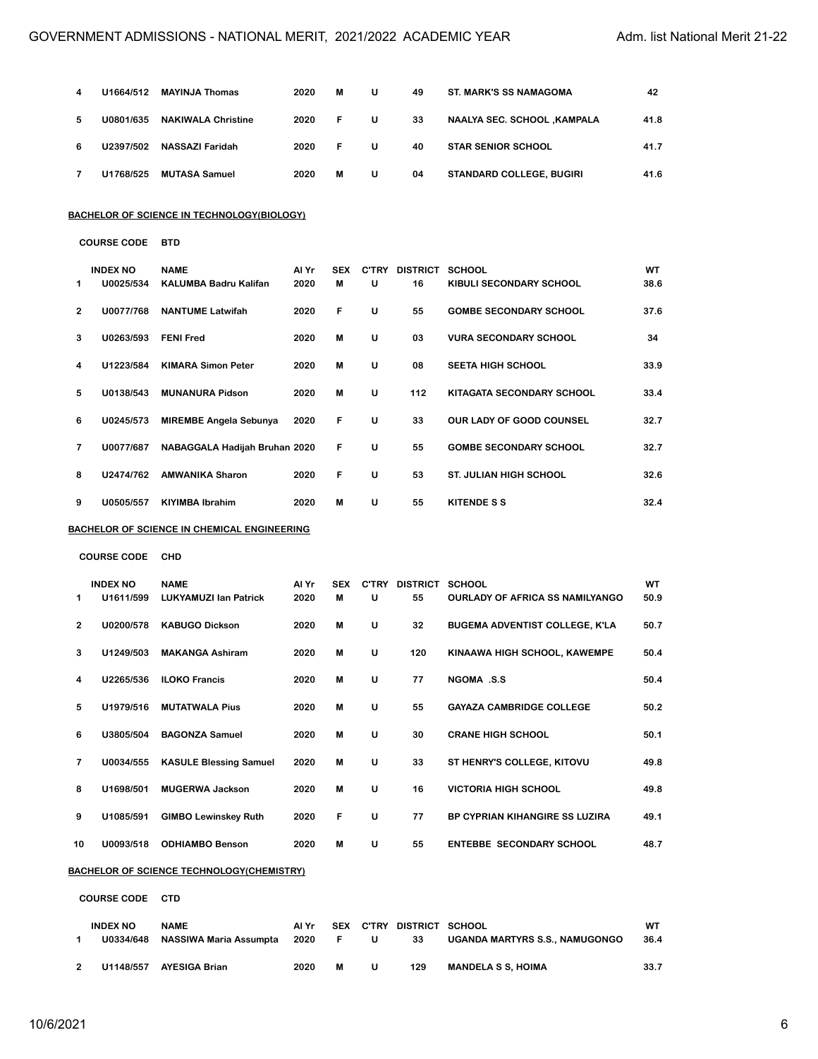| | | | | | | | | |
|---|---|---|---|---|---|---|---|---|
| 4 | U1664/512 | MAYINJA Thomas | 2020 | M | U | 49 | ST. MARK'S SS NAMAGOMA | 42 |
| 5 | U0801/635 | NAKIWALA Christine | 2020 | F | U | 33 | NAALYA SEC. SCHOOL ,KAMPALA | 41.8 |
| 6 | U2397/502 | NASSAZI Faridah | 2020 | F | U | 40 | STAR SENIOR SCHOOL | 41.7 |
| 7 | U1768/525 | MUTASA Samuel | 2020 | M | U | 04 | STANDARD COLLEGE, BUGIRI | 41.6 |

**BACHELOR OF SCIENCE IN TECHNOLOGY(BIOLOGY)**

**COURSE CODE BTD**

| | INDEX NO | NAME | Al Yr | SEX | C'TRY | DISTRICT | SCHOOL | WT |
|---|---|---|---|---|---|---|---|---|
| 1 | U0025/534 | KALUMBA Badru Kalifan | 2020 | M | U | 16 | KIBULI SECONDARY SCHOOL | 38.6 |
| 2 | U0077/768 | NANTUME Latwifah | 2020 | F | U | 55 | GOMBE SECONDARY SCHOOL | 37.6 |
| 3 | U0263/593 | FENI Fred | 2020 | M | U | 03 | VURA SECONDARY SCHOOL | 34 |
| 4 | U1223/584 | KIMARA Simon Peter | 2020 | M | U | 08 | SEETA HIGH SCHOOL | 33.9 |
| 5 | U0138/543 | MUNANURA Pidson | 2020 | M | U | 112 | KITAGATA SECONDARY SCHOOL | 33.4 |
| 6 | U0245/573 | MIREMBE Angela Sebunya | 2020 | F | U | 33 | OUR LADY OF GOOD COUNSEL | 32.7 |
| 7 | U0077/687 | NABAGGALA Hadijah Bruhan | 2020 | F | U | 55 | GOMBE SECONDARY SCHOOL | 32.7 |
| 8 | U2474/762 | AMWANIKA Sharon | 2020 | F | U | 53 | ST. JULIAN HIGH SCHOOL | 32.6 |
| 9 | U0505/557 | KIYIMBA Ibrahim | 2020 | M | U | 55 | KITENDE S S | 32.4 |

**BACHELOR OF SCIENCE IN CHEMICAL ENGINEERING**

**COURSE CODE CHD**

| | INDEX NO | NAME | Al Yr | SEX | C'TRY | DISTRICT | SCHOOL | WT |
|---|---|---|---|---|---|---|---|---|
| 1 | U1611/599 | LUKYAMUZI Ian Patrick | 2020 | M | U | 55 | OURLADY OF AFRICA SS NAMILYANGO | 50.9 |
| 2 | U0200/578 | KABUGO Dickson | 2020 | M | U | 32 | BUGEMA ADVENTIST COLLEGE, K'LA | 50.7 |
| 3 | U1249/503 | MAKANGA Ashiram | 2020 | M | U | 120 | KINAAWA HIGH SCHOOL, KAWEMPE | 50.4 |
| 4 | U2265/536 | ILOKO Francis | 2020 | M | U | 77 | NGOMA .S.S | 50.4 |
| 5 | U1979/516 | MUTATWALA Pius | 2020 | M | U | 55 | GAYAZA CAMBRIDGE COLLEGE | 50.2 |
| 6 | U3805/504 | BAGONZA Samuel | 2020 | M | U | 30 | CRANE HIGH SCHOOL | 50.1 |
| 7 | U0034/555 | KASULE Blessing Samuel | 2020 | M | U | 33 | ST HENRY'S COLLEGE, KITOVU | 49.8 |
| 8 | U1698/501 | MUGERWA Jackson | 2020 | M | U | 16 | VICTORIA HIGH SCHOOL | 49.8 |
| 9 | U1085/591 | GIMBO Lewinskey Ruth | 2020 | F | U | 77 | BP CYPRIAN KIHANGIRE SS LUZIRA | 49.1 |
| 10 | U0093/518 | ODHIAMBO Benson | 2020 | M | U | 55 | ENTEBBE SECONDARY SCHOOL | 48.7 |

**BACHELOR OF SCIENCE TECHNOLOGY(CHEMISTRY)**

**COURSE CODE CTD**

| | INDEX NO | NAME | Al Yr | SEX | C'TRY | DISTRICT | SCHOOL | WT |
|---|---|---|---|---|---|---|---|---|
| 1 | U0334/648 | NASSIWA Maria Assumpta | 2020 | F | U | 33 | UGANDA MARTYRS S.S., NAMUGONGO | 36.4 |
| 2 | U1148/557 | AYESIGA Brian | 2020 | M | U | 129 | MANDELA S S, HOIMA | 33.7 |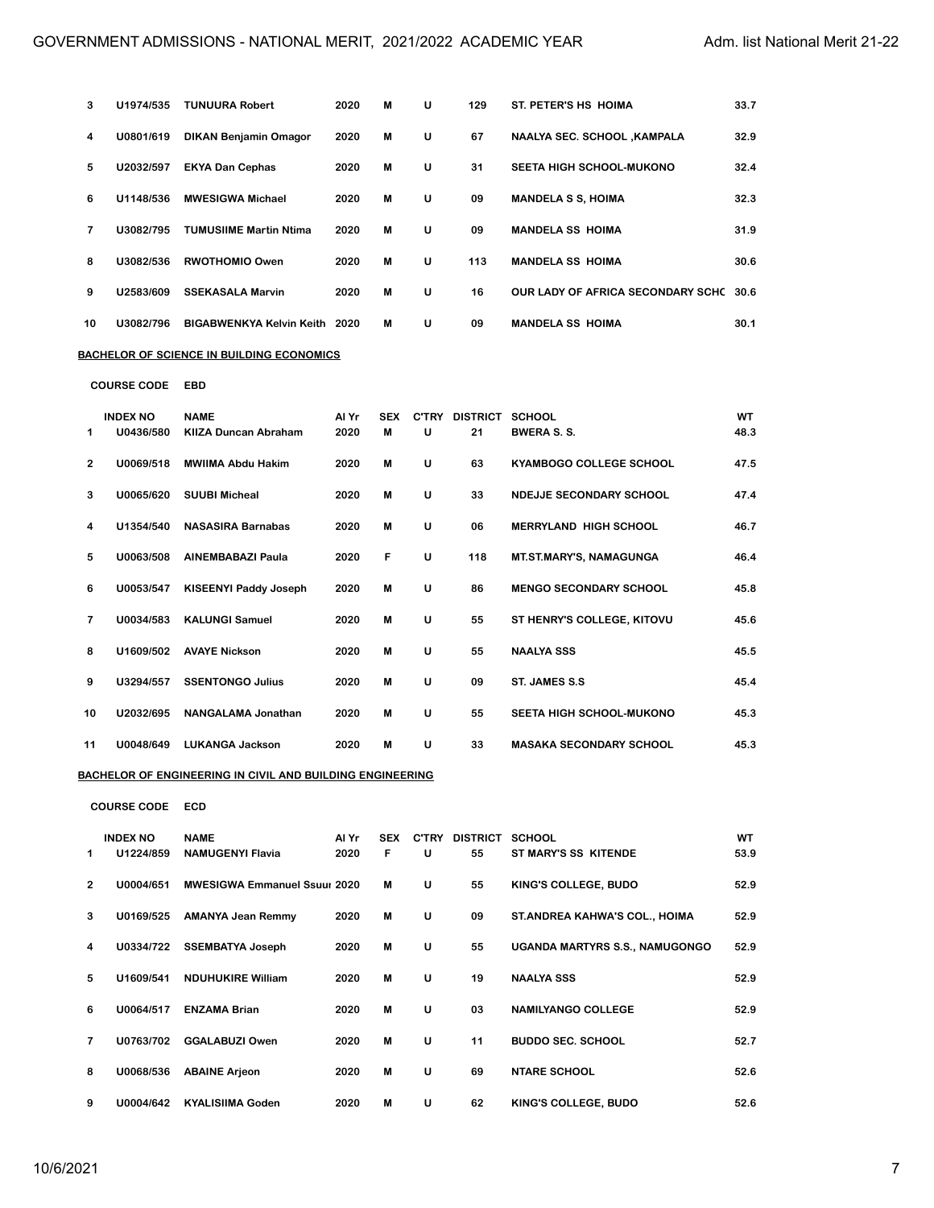| | | | | | | | | |
|---|---|---|---|---|---|---|---|---|
| 3 | U1974/535 | TUNUURA Robert | 2020 | M | U | 129 | ST. PETER'S HS HOIMA | 33.7 |
| 4 | U0801/619 | DIKAN Benjamin Omagor | 2020 | M | U | 67 | NAALYA SEC. SCHOOL ,KAMPALA | 32.9 |
| 5 | U2032/597 | EKYA Dan Cephas | 2020 | M | U | 31 | SEETA HIGH SCHOOL-MUKONO | 32.4 |
| 6 | U1148/536 | MWESIGWA Michael | 2020 | M | U | 09 | MANDELA S S, HOIMA | 32.3 |
| 7 | U3082/795 | TUMUSIIME Martin Ntima | 2020 | M | U | 09 | MANDELA SS HOIMA | 31.9 |
| 8 | U3082/536 | RWOTHOMIO Owen | 2020 | M | U | 113 | MANDELA SS HOIMA | 30.6 |
| 9 | U2583/609 | SSEKASALA Marvin | 2020 | M | U | 16 | OUR LADY OF AFRICA SECONDARY SCHC | 30.6 |
| 10 | U3082/796 | BIGABWENKYA Kelvin Keith | 2020 | M | U | 09 | MANDELA SS HOIMA | 30.1 |

**BACHELOR OF SCIENCE IN BUILDING ECONOMICS**

COURSE CODE EBD

| | INDEX NO | NAME | Al Yr | SEX | C'TRY | DISTRICT | SCHOOL | WT |
|---|---|---|---|---|---|---|---|---|
| 1 | U0436/580 | KIIZA Duncan Abraham | 2020 | M | U | 21 | BWERA S. S. | 48.3 |
| 2 | U0069/518 | MWIIMA Abdu Hakim | 2020 | M | U | 63 | KYAMBOGO COLLEGE SCHOOL | 47.5 |
| 3 | U0065/620 | SUUBI Micheal | 2020 | M | U | 33 | NDEJJE SECONDARY SCHOOL | 47.4 |
| 4 | U1354/540 | NASASIRA Barnabas | 2020 | M | U | 06 | MERRYLAND HIGH SCHOOL | 46.7 |
| 5 | U0063/508 | AINEMBABAZI Paula | 2020 | F | U | 118 | MT.ST.MARY'S, NAMAGUNGA | 46.4 |
| 6 | U0053/547 | KISEENYI Paddy Joseph | 2020 | M | U | 86 | MENGO SECONDARY SCHOOL | 45.8 |
| 7 | U0034/583 | KALUNGI Samuel | 2020 | M | U | 55 | ST HENRY'S COLLEGE, KITOVU | 45.6 |
| 8 | U1609/502 | AVAYE Nickson | 2020 | M | U | 55 | NAALYA SSS | 45.5 |
| 9 | U3294/557 | SSENTONGO Julius | 2020 | M | U | 09 | ST. JAMES S.S | 45.4 |
| 10 | U2032/695 | NANGALAMA Jonathan | 2020 | M | U | 55 | SEETA HIGH SCHOOL-MUKONO | 45.3 |
| 11 | U0048/649 | LUKANGA Jackson | 2020 | M | U | 33 | MASAKA SECONDARY SCHOOL | 45.3 |

**BACHELOR OF ENGINEERING IN CIVIL AND BUILDING ENGINEERING**

COURSE CODE ECD

| | INDEX NO | NAME | Al Yr | SEX | C'TRY | DISTRICT | SCHOOL | WT |
|---|---|---|---|---|---|---|---|---|
| 1 | U1224/859 | NAMUGENYI Flavia | 2020 | F | U | 55 | ST MARY'S SS KITENDE | 53.9 |
| 2 | U0004/651 | MWESIGWA Emmanuel Ssuu | 2020 | M | U | 55 | KING'S COLLEGE, BUDO | 52.9 |
| 3 | U0169/525 | AMANYA Jean Remmy | 2020 | M | U | 09 | ST.ANDREA KAHWA'S COL., HOIMA | 52.9 |
| 4 | U0334/722 | SSEMBATYA Joseph | 2020 | M | U | 55 | UGANDA MARTYRS S.S., NAMUGONGO | 52.9 |
| 5 | U1609/541 | NDUHUKIRE William | 2020 | M | U | 19 | NAALYA SSS | 52.9 |
| 6 | U0064/517 | ENZAMA Brian | 2020 | M | U | 03 | NAMILYANGO COLLEGE | 52.9 |
| 7 | U0763/702 | GGALABUZI Owen | 2020 | M | U | 11 | BUDDO SEC. SCHOOL | 52.7 |
| 8 | U0068/536 | ABAINE Arjeon | 2020 | M | U | 69 | NTARE SCHOOL | 52.6 |
| 9 | U0004/642 | KYALISIIMA Goden | 2020 | M | U | 62 | KING'S COLLEGE, BUDO | 52.6 |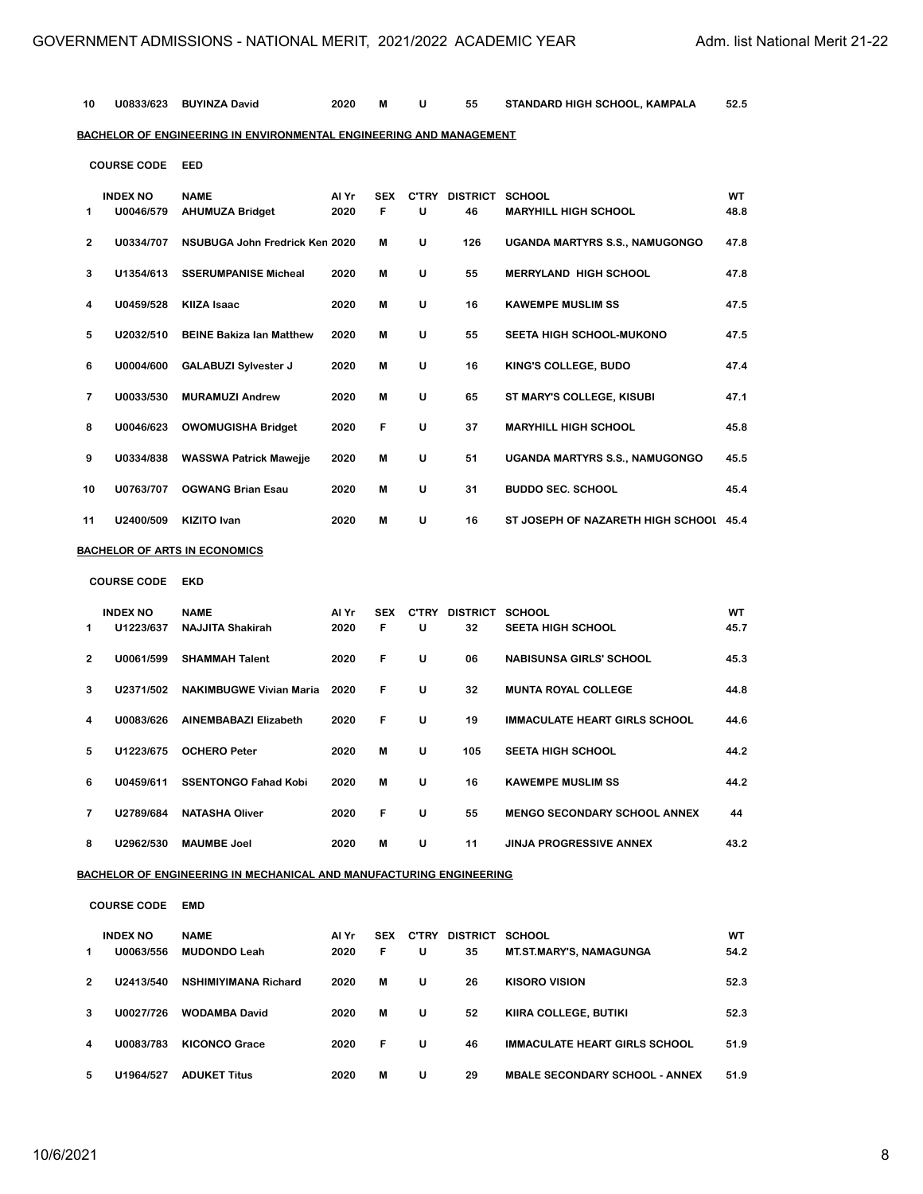| 10 | U0833/623 | BUYINZA David | 2020 | M | U | 55 | STANDARD HIGH SCHOOL, KAMPALA | 52.5 |
|---|---|---|---|---|---|---|---|---|

**BACHELOR OF ENGINEERING IN ENVIRONMENTAL ENGINEERING AND MANAGEMENT**

COURSE CODE EED

| | INDEX NO | NAME | Al Yr | SEX | C'TRY | DISTRICT | SCHOOL | WT |
|---|---|---|---|---|---|---|---|---|
| 1 | U0046/579 | AHUMUZA Bridget | 2020 | F | U | 46 | MARYHILL HIGH SCHOOL | 48.8 |
| 2 | U0334/707 | NSUBUGA John Fredrick Ken | 2020 | M | U | 126 | UGANDA MARTYRS S.S., NAMUGONGO | 47.8 |
| 3 | U1354/613 | SSERUMPANISE Micheal | 2020 | M | U | 55 | MERRYLAND HIGH SCHOOL | 47.8 |
| 4 | U0459/528 | KIIZA Isaac | 2020 | M | U | 16 | KAWEMPE MUSLIM SS | 47.5 |
| 5 | U2032/510 | BEINE Bakiza Ian Matthew | 2020 | M | U | 55 | SEETA HIGH SCHOOL-MUKONO | 47.5 |
| 6 | U0004/600 | GALABUZI Sylvester J | 2020 | M | U | 16 | KING'S COLLEGE, BUDO | 47.4 |
| 7 | U0033/530 | MURAMUZI Andrew | 2020 | M | U | 65 | ST MARY'S COLLEGE, KISUBI | 47.1 |
| 8 | U0046/623 | OWOMUGISHA Bridget | 2020 | F | U | 37 | MARYHILL HIGH SCHOOL | 45.8 |
| 9 | U0334/838 | WASSWA Patrick Mawejje | 2020 | M | U | 51 | UGANDA MARTYRS S.S., NAMUGONGO | 45.5 |
| 10 | U0763/707 | OGWANG Brian Esau | 2020 | M | U | 31 | BUDDO SEC. SCHOOL | 45.4 |
| 11 | U2400/509 | KIZITO Ivan | 2020 | M | U | 16 | ST JOSEPH OF NAZARETH HIGH SCHOOL | 45.4 |

**BACHELOR OF ARTS IN ECONOMICS**

COURSE CODE EKD

| | INDEX NO | NAME | Al Yr | SEX | C'TRY | DISTRICT | SCHOOL | WT |
|---|---|---|---|---|---|---|---|---|
| 1 | U1223/637 | NAJJITA Shakirah | 2020 | F | U | 32 | SEETA HIGH SCHOOL | 45.7 |
| 2 | U0061/599 | SHAMMAH Talent | 2020 | F | U | 06 | NABISUNSA GIRLS' SCHOOL | 45.3 |
| 3 | U2371/502 | NAKIMBUGWE Vivian Maria | 2020 | F | U | 32 | MUNTA ROYAL COLLEGE | 44.8 |
| 4 | U0083/626 | AINEMBABAZI Elizabeth | 2020 | F | U | 19 | IMMACULATE HEART GIRLS SCHOOL | 44.6 |
| 5 | U1223/675 | OCHERO Peter | 2020 | M | U | 105 | SEETA HIGH SCHOOL | 44.2 |
| 6 | U0459/611 | SSENTONGO Fahad Kobi | 2020 | M | U | 16 | KAWEMPE MUSLIM SS | 44.2 |
| 7 | U2789/684 | NATASHA Oliver | 2020 | F | U | 55 | MENGO SECONDARY SCHOOL ANNEX | 44 |
| 8 | U2962/530 | MAUMBE Joel | 2020 | M | U | 11 | JINJA PROGRESSIVE ANNEX | 43.2 |

**BACHELOR OF ENGINEERING IN MECHANICAL AND MANUFACTURING ENGINEERING**

COURSE CODE EMD

| | INDEX NO | NAME | Al Yr | SEX | C'TRY | DISTRICT | SCHOOL | WT |
|---|---|---|---|---|---|---|---|---|
| 1 | U0063/556 | MUDONDO Leah | 2020 | F | U | 35 | MT.ST.MARY'S, NAMAGUNGA | 54.2 |
| 2 | U2413/540 | NSHIMIYIMANA Richard | 2020 | M | U | 26 | KISORO VISION | 52.3 |
| 3 | U0027/726 | WODAMBA David | 2020 | M | U | 52 | KIIRA COLLEGE, BUTIKI | 52.3 |
| 4 | U0083/783 | KICONCO Grace | 2020 | F | U | 46 | IMMACULATE HEART GIRLS SCHOOL | 51.9 |
| 5 | U1964/527 | ADUKET Titus | 2020 | M | U | 29 | MBALE SECONDARY SCHOOL - ANNEX | 51.9 |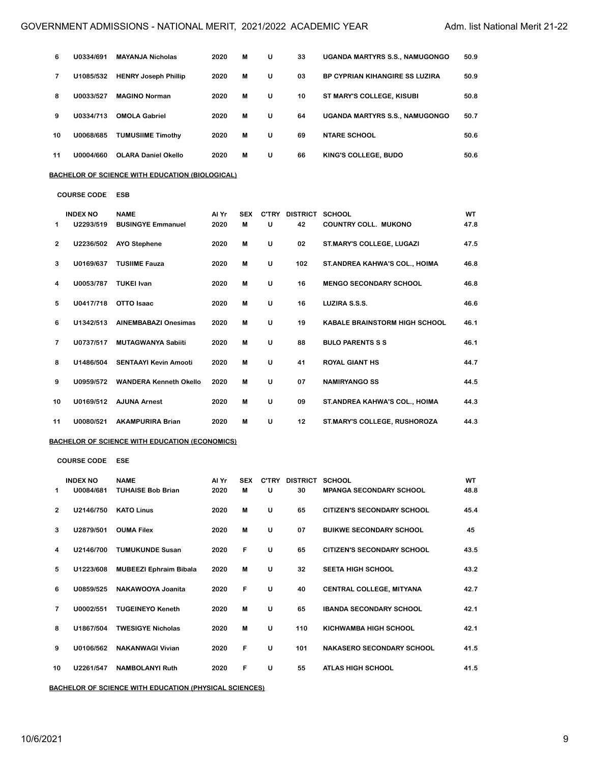| | INDEX NO | NAME | Al Yr | SEX | C'TRY | DISTRICT | SCHOOL | WT |
|---|---|---|---|---|---|---|---|---|
| 6 | U0334/691 | MAYANJA Nicholas | 2020 | M | U | 33 | UGANDA MARTYRS S.S., NAMUGONGO | 50.9 |
| 7 | U1085/532 | HENRY Joseph Phillip | 2020 | M | U | 03 | BP CYPRIAN KIHANGIRE SS LUZIRA | 50.9 |
| 8 | U0033/527 | MAGINO Norman | 2020 | M | U | 10 | ST MARY'S COLLEGE, KISUBI | 50.8 |
| 9 | U0334/713 | OMOLA Gabriel | 2020 | M | U | 64 | UGANDA MARTYRS S.S., NAMUGONGO | 50.7 |
| 10 | U0068/685 | TUMUSIIME Timothy | 2020 | M | U | 69 | NTARE SCHOOL | 50.6 |
| 11 | U0004/660 | OLARA Daniel Okello | 2020 | M | U | 66 | KING'S COLLEGE, BUDO | 50.6 |

**BACHELOR OF SCIENCE WITH EDUCATION (BIOLOGICAL)**

**COURSE CODE** ESB

| | INDEX NO | NAME | Al Yr | SEX | C'TRY | DISTRICT | SCHOOL | WT |
|---|---|---|---|---|---|---|---|---|
| 1 | U2293/519 | BUSINGYE Emmanuel | 2020 | M | U | 42 | COUNTRY COLL. MUKONO | 47.8 |
| 2 | U2236/502 | AYO Stephene | 2020 | M | U | 02 | ST.MARY'S COLLEGE, LUGAZI | 47.5 |
| 3 | U0169/637 | TUSIIME Fauza | 2020 | M | U | 102 | ST.ANDREA KAHWA'S COL., HOIMA | 46.8 |
| 4 | U0053/787 | TUKEI Ivan | 2020 | M | U | 16 | MENGO SECONDARY SCHOOL | 46.8 |
| 5 | U0417/718 | OTTO Isaac | 2020 | M | U | 16 | LUZIRA S.S.S. | 46.6 |
| 6 | U1342/513 | AINEMBABAZI Onesimas | 2020 | M | U | 19 | KABALE BRAINSTORM HIGH SCHOOL | 46.1 |
| 7 | U0737/517 | MUTAGWANYA Sabiiti | 2020 | M | U | 88 | BULO PARENTS S S | 46.1 |
| 8 | U1486/504 | SENTAAYI Kevin Amooti | 2020 | M | U | 41 | ROYAL GIANT HS | 44.7 |
| 9 | U0959/572 | WANDERA Kenneth Okello | 2020 | M | U | 07 | NAMIRYANGO SS | 44.5 |
| 10 | U0169/512 | AJUNA Arnest | 2020 | M | U | 09 | ST.ANDREA KAHWA'S COL., HOIMA | 44.3 |
| 11 | U0080/521 | AKAMPURIRA Brian | 2020 | M | U | 12 | ST.MARY'S COLLEGE, RUSHOROZA | 44.3 |

**BACHELOR OF SCIENCE WITH EDUCATION (ECONOMICS)**

**COURSE CODE** ESE

| | INDEX NO | NAME | Al Yr | SEX | C'TRY | DISTRICT | SCHOOL | WT |
|---|---|---|---|---|---|---|---|---|
| 1 | U0084/681 | TUHAISE Bob Brian | 2020 | M | U | 30 | MPANGA SECONDARY SCHOOL | 48.8 |
| 2 | U2146/750 | KATO Linus | 2020 | M | U | 65 | CITIZEN'S SECONDARY SCHOOL | 45.4 |
| 3 | U2879/501 | OUMA Filex | 2020 | M | U | 07 | BUIKWE SECONDARY SCHOOL | 45 |
| 4 | U2146/700 | TUMUKUNDE Susan | 2020 | F | U | 65 | CITIZEN'S SECONDARY SCHOOL | 43.5 |
| 5 | U1223/608 | MUBEEZI Ephraim Bibala | 2020 | M | U | 32 | SEETA HIGH SCHOOL | 43.2 |
| 6 | U0859/525 | NAKAWOOYA Joanita | 2020 | F | U | 40 | CENTRAL COLLEGE, MITYANA | 42.7 |
| 7 | U0002/551 | TUGEINEYO Keneth | 2020 | M | U | 65 | IBANDA SECONDARY SCHOOL | 42.1 |
| 8 | U1867/504 | TWESIGYE Nicholas | 2020 | M | U | 110 | KICHWAMBA HIGH SCHOOL | 42.1 |
| 9 | U0106/562 | NAKANWAGI Vivian | 2020 | F | U | 101 | NAKASERO SECONDARY SCHOOL | 41.5 |
| 10 | U2261/547 | NAMBOLANYI Ruth | 2020 | F | U | 55 | ATLAS HIGH SCHOOL | 41.5 |

**BACHELOR OF SCIENCE WITH EDUCATION (PHYSICAL SCIENCES)**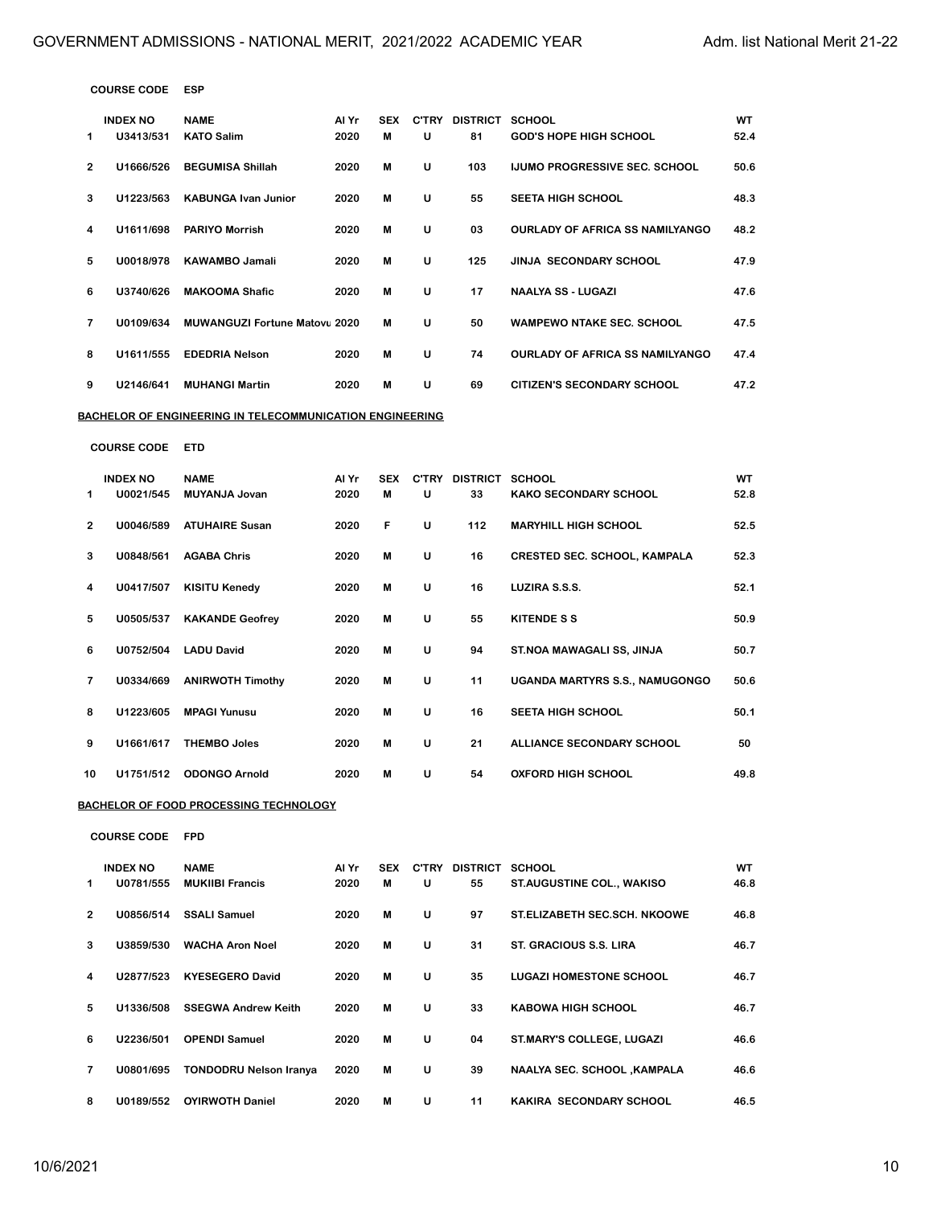**COURSE CODE** **ESP**

| | INDEX NO | NAME | Al Yr | SEX | C'TRY | DISTRICT | SCHOOL | WT |
|---|---|---|---|---|---|---|---|---|
| 1 | U3413/531 | KATO Salim | 2020 | M | U | 81 | GOD'S HOPE HIGH SCHOOL | 52.4 |
| 2 | U1666/526 | BEGUMISA Shillah | 2020 | M | U | 103 | IJUMO PROGRESSIVE SEC. SCHOOL | 50.6 |
| 3 | U1223/563 | KABUNGA Ivan Junior | 2020 | M | U | 55 | SEETA HIGH SCHOOL | 48.3 |
| 4 | U1611/698 | PARIYO Morrish | 2020 | M | U | 03 | OURLADY OF AFRICA SS NAMILYANGO | 48.2 |
| 5 | U0018/978 | KAWAMBO Jamali | 2020 | M | U | 125 | JINJA SECONDARY SCHOOL | 47.9 |
| 6 | U3740/626 | MAKOOMA Shafic | 2020 | M | U | 17 | NAALYA SS - LUGAZI | 47.6 |
| 7 | U0109/634 | MUWANGUZI Fortune Matovu | 2020 | M | U | 50 | WAMPEWO NTAKE SEC. SCHOOL | 47.5 |
| 8 | U1611/555 | EDEDRIA Nelson | 2020 | M | U | 74 | OURLADY OF AFRICA SS NAMILYANGO | 47.4 |
| 9 | U2146/641 | MUHANGI Martin | 2020 | M | U | 69 | CITIZEN'S SECONDARY SCHOOL | 47.2 |

**BACHELOR OF ENGINEERING IN TELECOMMUNICATION ENGINEERING**

**COURSE CODE** **ETD**

| | INDEX NO | NAME | Al Yr | SEX | C'TRY | DISTRICT | SCHOOL | WT |
|---|---|---|---|---|---|---|---|---|
| 1 | U0021/545 | MUYANJA Jovan | 2020 | M | U | 33 | KAKO SECONDARY SCHOOL | 52.8 |
| 2 | U0046/589 | ATUHAIRE Susan | 2020 | F | U | 112 | MARYHILL HIGH SCHOOL | 52.5 |
| 3 | U0848/561 | AGABA Chris | 2020 | M | U | 16 | CRESTED SEC. SCHOOL, KAMPALA | 52.3 |
| 4 | U0417/507 | KISITU Kenedy | 2020 | M | U | 16 | LUZIRA S.S.S. | 52.1 |
| 5 | U0505/537 | KAKANDE Geofrey | 2020 | M | U | 55 | KITENDE S S | 50.9 |
| 6 | U0752/504 | LADU David | 2020 | M | U | 94 | ST.NOA MAWAGALI SS, JINJA | 50.7 |
| 7 | U0334/669 | ANIRWOTH Timothy | 2020 | M | U | 11 | UGANDA MARTYRS S.S., NAMUGONGO | 50.6 |
| 8 | U1223/605 | MPAGI Yunusu | 2020 | M | U | 16 | SEETA HIGH SCHOOL | 50.1 |
| 9 | U1661/617 | THEMBO Joles | 2020 | M | U | 21 | ALLIANCE SECONDARY SCHOOL | 50 |
| 10 | U1751/512 | ODONGO Arnold | 2020 | M | U | 54 | OXFORD HIGH SCHOOL | 49.8 |

**BACHELOR OF FOOD PROCESSING TECHNOLOGY**

**COURSE CODE** **FPD**

| | INDEX NO | NAME | Al Yr | SEX | C'TRY | DISTRICT | SCHOOL | WT |
|---|---|---|---|---|---|---|---|---|
| 1 | U0781/555 | MUKIIBI Francis | 2020 | M | U | 55 | ST.AUGUSTINE COL., WAKISO | 46.8 |
| 2 | U0856/514 | SSALI Samuel | 2020 | M | U | 97 | ST.ELIZABETH SEC.SCH. NKOOWE | 46.8 |
| 3 | U3859/530 | WACHA Aron Noel | 2020 | M | U | 31 | ST. GRACIOUS S.S. LIRA | 46.7 |
| 4 | U2877/523 | KYESEGERO David | 2020 | M | U | 35 | LUGAZI HOMESTONE SCHOOL | 46.7 |
| 5 | U1336/508 | SSEGWA Andrew Keith | 2020 | M | U | 33 | KABOWA HIGH SCHOOL | 46.7 |
| 6 | U2236/501 | OPENDI Samuel | 2020 | M | U | 04 | ST.MARY'S COLLEGE, LUGAZI | 46.6 |
| 7 | U0801/695 | TONDODRU Nelson Iranya | 2020 | M | U | 39 | NAALYA SEC. SCHOOL ,KAMPALA | 46.6 |
| 8 | U0189/552 | OYIRWOTH Daniel | 2020 | M | U | 11 | KAKIRA SECONDARY SCHOOL | 46.5 |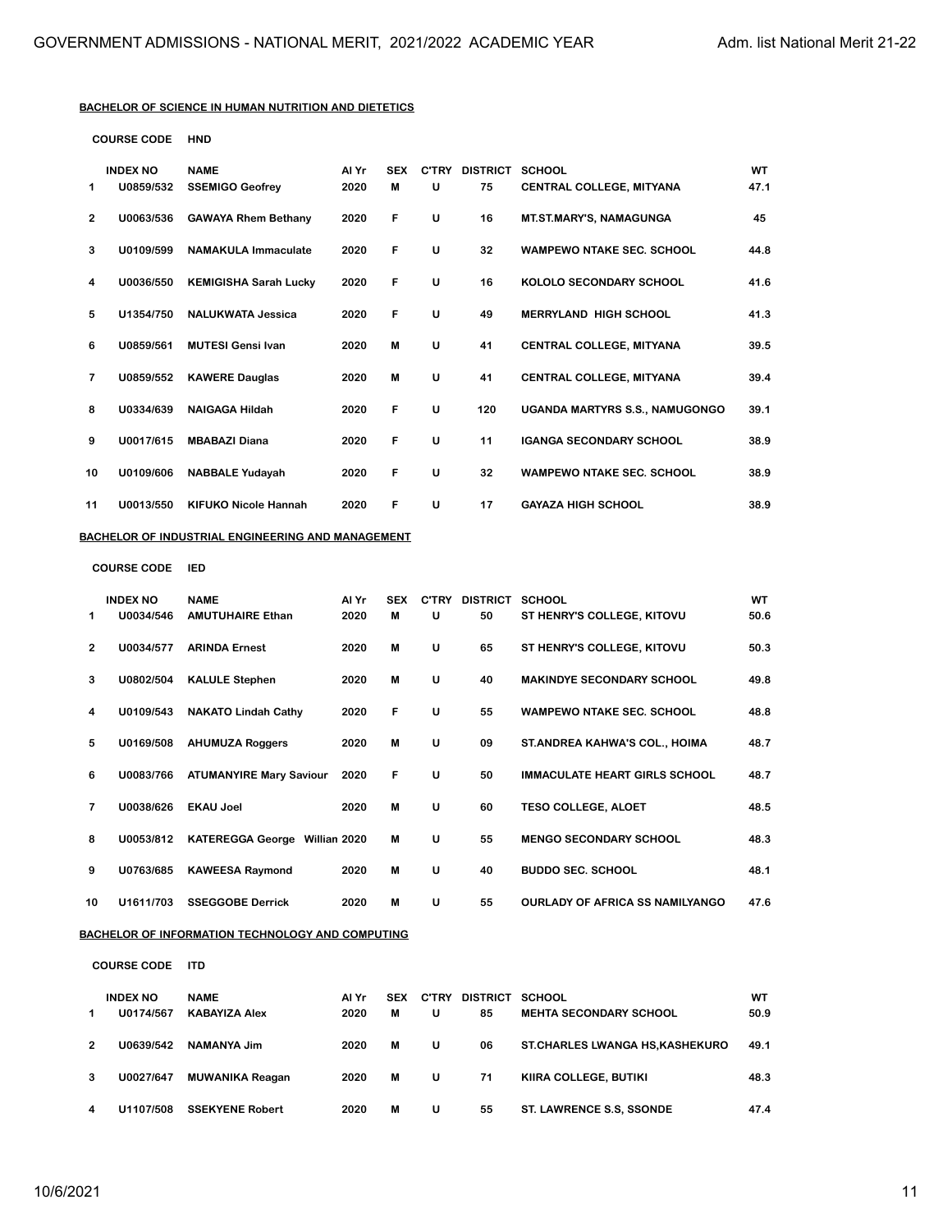**BACHELOR OF SCIENCE IN HUMAN NUTRITION AND DIETETICS**

**COURSE CODE** HND

| | INDEX NO | NAME | Al Yr | SEX | C'TRY | DISTRICT | SCHOOL | WT |
|---|---|---|---|---|---|---|---|---|
| 1 | U0859/532 | SSEMIGO Geofrey | 2020 | M | U | 75 | CENTRAL COLLEGE, MITYANA | 47.1 |
| 2 | U0063/536 | GAWAYA Rhem Bethany | 2020 | F | U | 16 | MT.ST.MARY'S, NAMAGUNGA | 45 |
| 3 | U0109/599 | NAMAKULA Immaculate | 2020 | F | U | 32 | WAMPEWO NTAKE SEC. SCHOOL | 44.8 |
| 4 | U0036/550 | KEMIGISHA Sarah Lucky | 2020 | F | U | 16 | KOLOLO SECONDARY SCHOOL | 41.6 |
| 5 | U1354/750 | NALUKWATA Jessica | 2020 | F | U | 49 | MERRYLAND HIGH SCHOOL | 41.3 |
| 6 | U0859/561 | MUTESI Gensi Ivan | 2020 | M | U | 41 | CENTRAL COLLEGE, MITYANA | 39.5 |
| 7 | U0859/552 | KAWERE Douglas | 2020 | M | U | 41 | CENTRAL COLLEGE, MITYANA | 39.4 |
| 8 | U0334/639 | NAIGAGA Hildah | 2020 | F | U | 120 | UGANDA MARTYRS S.S., NAMUGONGO | 39.1 |
| 9 | U0017/615 | MBABAZI Diana | 2020 | F | U | 11 | IGANGA SECONDARY SCHOOL | 38.9 |
| 10 | U0109/606 | NABBALE Yudayah | 2020 | F | U | 32 | WAMPEWO NTAKE SEC. SCHOOL | 38.9 |
| 11 | U0013/550 | KIFUKO Nicole Hannah | 2020 | F | U | 17 | GAYAZA HIGH SCHOOL | 38.9 |

**BACHELOR OF INDUSTRIAL ENGINEERING AND MANAGEMENT**

**COURSE CODE** IED

| | INDEX NO | NAME | Al Yr | SEX | C'TRY | DISTRICT | SCHOOL | WT |
|---|---|---|---|---|---|---|---|---|
| 1 | U0034/546 | AMUTUHAIRE Ethan | 2020 | M | U | 50 | ST HENRY'S COLLEGE, KITOVU | 50.6 |
| 2 | U0034/577 | ARINDA Ernest | 2020 | M | U | 65 | ST HENRY'S COLLEGE, KITOVU | 50.3 |
| 3 | U0802/504 | KALULE Stephen | 2020 | M | U | 40 | MAKINDYE SECONDARY SCHOOL | 49.8 |
| 4 | U0109/543 | NAKATO Lindah Cathy | 2020 | F | U | 55 | WAMPEWO NTAKE SEC. SCHOOL | 48.8 |
| 5 | U0169/508 | AHUMUZA Roggers | 2020 | M | U | 09 | ST.ANDREA KAHWA'S COL., HOIMA | 48.7 |
| 6 | U0083/766 | ATUMANYIRE Mary Saviour | 2020 | F | U | 50 | IMMACULATE HEART GIRLS SCHOOL | 48.7 |
| 7 | U0038/626 | EKAU Joel | 2020 | M | U | 60 | TESO COLLEGE, ALOET | 48.5 |
| 8 | U0053/812 | KATEREGGA George Willian | 2020 | M | U | 55 | MENGO SECONDARY SCHOOL | 48.3 |
| 9 | U0763/685 | KAWEESA Raymond | 2020 | M | U | 40 | BUDDO SEC. SCHOOL | 48.1 |
| 10 | U1611/703 | SSEGGOBE Derrick | 2020 | M | U | 55 | OURLADY OF AFRICA SS NAMILYANGO | 47.6 |

**BACHELOR OF INFORMATION TECHNOLOGY AND COMPUTING**

**COURSE CODE** ITD

| | INDEX NO | NAME | Al Yr | SEX | C'TRY | DISTRICT | SCHOOL | WT |
|---|---|---|---|---|---|---|---|---|
| 1 | U0174/567 | KABAYIZA Alex | 2020 | M | U | 85 | MEHTA SECONDARY SCHOOL | 50.9 |
| 2 | U0639/542 | NAMANYA Jim | 2020 | M | U | 06 | ST.CHARLES LWANGA HS,KASHEKURO | 49.1 |
| 3 | U0027/647 | MUWANIKA Reagan | 2020 | M | U | 71 | KIIRA COLLEGE, BUTIKI | 48.3 |
| 4 | U1107/508 | SSEKYENE Robert | 2020 | M | U | 55 | ST. LAWRENCE S.S, SSONDE | 47.4 |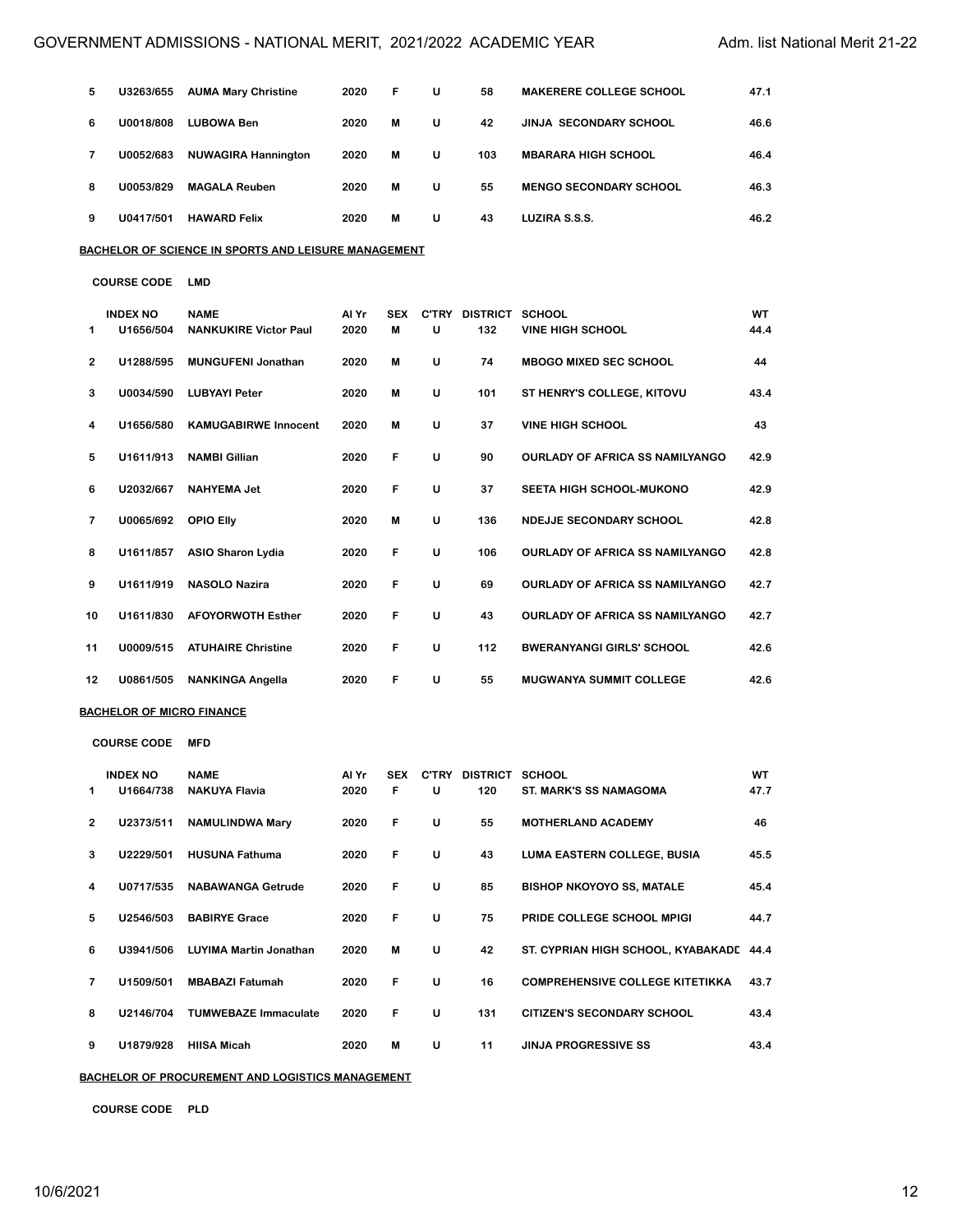| | INDEX NO | NAME | Al Yr | SEX | C'TRY | DISTRICT | SCHOOL | WT |
|---|---|---|---|---|---|---|---|---|
| 5 | U3263/655 | AUMA Mary Christine | 2020 | F | U | 58 | MAKERERE COLLEGE SCHOOL | 47.1 |
| 6 | U0018/808 | LUBOWA Ben | 2020 | M | U | 42 | JINJA SECONDARY SCHOOL | 46.6 |
| 7 | U0052/683 | NUWAGIRA Hannington | 2020 | M | U | 103 | MBARARA HIGH SCHOOL | 46.4 |
| 8 | U0053/829 | MAGALA Reuben | 2020 | M | U | 55 | MENGO SECONDARY SCHOOL | 46.3 |
| 9 | U0417/501 | HAWARD Felix | 2020 | M | U | 43 | LUZIRA S.S.S. | 46.2 |

**BACHELOR OF SCIENCE IN SPORTS AND LEISURE MANAGEMENT**

**COURSE CODE LMD**

| | INDEX NO | NAME | Al Yr | SEX | C'TRY | DISTRICT | SCHOOL | WT |
|---|---|---|---|---|---|---|---|---|
| 1 | U1656/504 | NANKUKIRE Victor Paul | 2020 | M | U | 132 | VINE HIGH SCHOOL | 44.4 |
| 2 | U1288/595 | MUNGUFENI Jonathan | 2020 | M | U | 74 | MBOGO MIXED SEC SCHOOL | 44 |
| 3 | U0034/590 | LUBYAYI Peter | 2020 | M | U | 101 | ST HENRY'S COLLEGE, KITOVU | 43.4 |
| 4 | U1656/580 | KAMUGABIRWE Innocent | 2020 | M | U | 37 | VINE HIGH SCHOOL | 43 |
| 5 | U1611/913 | NAMBI Gillian | 2020 | F | U | 90 | OURLADY OF AFRICA SS NAMILYANGO | 42.9 |
| 6 | U2032/667 | NAHYEMA Jet | 2020 | F | U | 37 | SEETA HIGH SCHOOL-MUKONO | 42.9 |
| 7 | U0065/692 | OPIO Elly | 2020 | M | U | 136 | NDEJJE SECONDARY SCHOOL | 42.8 |
| 8 | U1611/857 | ASIO Sharon Lydia | 2020 | F | U | 106 | OURLADY OF AFRICA SS NAMILYANGO | 42.8 |
| 9 | U1611/919 | NASOLO Nazira | 2020 | F | U | 69 | OURLADY OF AFRICA SS NAMILYANGO | 42.7 |
| 10 | U1611/830 | AFOYORWOTH Esther | 2020 | F | U | 43 | OURLADY OF AFRICA SS NAMILYANGO | 42.7 |
| 11 | U0009/515 | ATUHAIRE Christine | 2020 | F | U | 112 | BWERANYANGI GIRLS' SCHOOL | 42.6 |
| 12 | U0861/505 | NANKINGA Angella | 2020 | F | U | 55 | MUGWANYA SUMMIT COLLEGE | 42.6 |

**BACHELOR OF MICRO FINANCE**

**COURSE CODE MFD**

| | INDEX NO | NAME | Al Yr | SEX | C'TRY | DISTRICT | SCHOOL | WT |
|---|---|---|---|---|---|---|---|---|
| 1 | U1664/738 | NAKUYA Flavia | 2020 | F | U | 120 | ST. MARK'S SS NAMAGOMA | 47.7 |
| 2 | U2373/511 | NAMULINDWA Mary | 2020 | F | U | 55 | MOTHERLAND ACADEMY | 46 |
| 3 | U2229/501 | HUSUNA Fathuma | 2020 | F | U | 43 | LUMA EASTERN COLLEGE, BUSIA | 45.5 |
| 4 | U0717/535 | NABAWANGA Getrude | 2020 | F | U | 85 | BISHOP NKOYOYO SS, MATALE | 45.4 |
| 5 | U2546/503 | BABIRYE Grace | 2020 | F | U | 75 | PRIDE COLLEGE SCHOOL MPIGI | 44.7 |
| 6 | U3941/506 | LUYIMA Martin Jonathan | 2020 | M | U | 42 | ST. CYPRIAN HIGH SCHOOL, KYABAKADE | 44.4 |
| 7 | U1509/501 | MBABAZI Fatumah | 2020 | F | U | 16 | COMPREHENSIVE COLLEGE KITETIKKA | 43.7 |
| 8 | U2146/704 | TUMWEBAZE Immaculate | 2020 | F | U | 131 | CITIZEN'S SECONDARY SCHOOL | 43.4 |
| 9 | U1879/928 | HIISA Micah | 2020 | M | U | 11 | JINJA PROGRESSIVE SS | 43.4 |

**BACHELOR OF PROCUREMENT AND LOGISTICS MANAGEMENT**

**COURSE CODE PLD**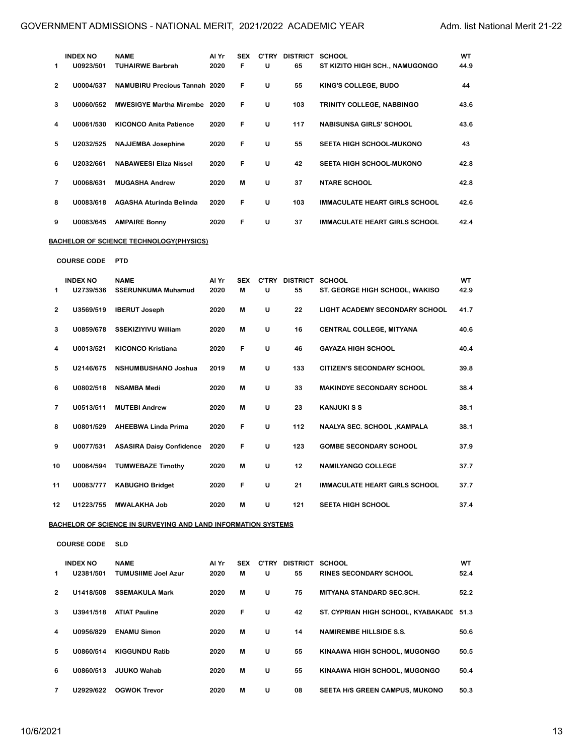| | INDEX NO | NAME | Al Yr | SEX | C'TRY | DISTRICT | SCHOOL | WT |
|---|---|---|---|---|---|---|---|---|
| 1 | U0923/501 | TUHAIRWE Barbrah | 2020 | F | U | 65 | ST KIZITO HIGH SCH., NAMUGONGO | 44.9 |
| 2 | U0004/537 | NAMUBIRU Precious Tannah | 2020 | F | U | 55 | KING'S COLLEGE, BUDO | 44 |
| 3 | U0060/552 | MWESIGYE Martha Mirembe | 2020 | F | U | 103 | TRINITY COLLEGE, NABBINGO | 43.6 |
| 4 | U0061/530 | KICONCO Anita Patience | 2020 | F | U | 117 | NABISUNSA GIRLS' SCHOOL | 43.6 |
| 5 | U2032/525 | NAJJEMBA Josephine | 2020 | F | U | 55 | SEETA HIGH SCHOOL-MUKONO | 43 |
| 6 | U2032/661 | NABAWEESI Eliza Nissel | 2020 | F | U | 42 | SEETA HIGH SCHOOL-MUKONO | 42.8 |
| 7 | U0068/631 | MUGASHA Andrew | 2020 | M | U | 37 | NTARE SCHOOL | 42.8 |
| 8 | U0083/618 | AGASHA Aturinda Belinda | 2020 | F | U | 103 | IMMACULATE HEART GIRLS SCHOOL | 42.6 |
| 9 | U0083/645 | AMPAIRE Bonny | 2020 | F | U | 37 | IMMACULATE HEART GIRLS SCHOOL | 42.4 |

**BACHELOR OF SCIENCE TECHNOLOGY(PHYSICS)**

**COURSE CODE PTD**

| | INDEX NO | NAME | Al Yr | SEX | C'TRY | DISTRICT | SCHOOL | WT |
|---|---|---|---|---|---|---|---|---|
| 1 | U2739/536 | SSERUNKUMA Muhamud | 2020 | M | U | 55 | ST. GEORGE HIGH SCHOOL, WAKISO | 42.9 |
| 2 | U3569/519 | IBERUT Joseph | 2020 | M | U | 22 | LIGHT ACADEMY SECONDARY SCHOOL | 41.7 |
| 3 | U0859/678 | SSEKIZIYIVU William | 2020 | M | U | 16 | CENTRAL COLLEGE, MITYANA | 40.6 |
| 4 | U0013/521 | KICONCO Kristiana | 2020 | F | U | 46 | GAYAZA HIGH SCHOOL | 40.4 |
| 5 | U2146/675 | NSHUMBUSHANO Joshua | 2019 | M | U | 133 | CITIZEN'S SECONDARY SCHOOL | 39.8 |
| 6 | U0802/518 | NSAMBA Medi | 2020 | M | U | 33 | MAKINDYE SECONDARY SCHOOL | 38.4 |
| 7 | U0513/511 | MUTEBI Andrew | 2020 | M | U | 23 | KANJUKI S S | 38.1 |
| 8 | U0801/529 | AHEEBWA Linda Prima | 2020 | F | U | 112 | NAALYA SEC. SCHOOL ,KAMPALA | 38.1 |
| 9 | U0077/531 | ASASIRA Daisy Confidence | 2020 | F | U | 123 | GOMBE SECONDARY SCHOOL | 37.9 |
| 10 | U0064/594 | TUMWEBAZE Timothy | 2020 | M | U | 12 | NAMILYANGO COLLEGE | 37.7 |
| 11 | U0083/777 | KABUGHO Bridget | 2020 | F | U | 21 | IMMACULATE HEART GIRLS SCHOOL | 37.7 |
| 12 | U1223/755 | MWALAKHA Job | 2020 | M | U | 121 | SEETA HIGH SCHOOL | 37.4 |

**BACHELOR OF SCIENCE IN SURVEYING AND LAND INFORMATION SYSTEMS**

**COURSE CODE SLD**

| | INDEX NO | NAME | Al Yr | SEX | C'TRY | DISTRICT | SCHOOL | WT |
|---|---|---|---|---|---|---|---|---|
| 1 | U2381/501 | TUMUSIIME Joel Azur | 2020 | M | U | 55 | RINES SECONDARY SCHOOL | 52.4 |
| 2 | U1418/508 | SSEMAKULA Mark | 2020 | M | U | 75 | MITYANA STANDARD SEC.SCH. | 52.2 |
| 3 | U3941/518 | ATIAT Pauline | 2020 | F | U | 42 | ST. CYPRIAN HIGH SCHOOL, KYABAKADI | 51.3 |
| 4 | U0956/829 | ENAMU Simon | 2020 | M | U | 14 | NAMIREMBE HILLSIDE S.S. | 50.6 |
| 5 | U0860/514 | KIGGUNDU Ratib | 2020 | M | U | 55 | KINAAWA HIGH SCHOOL, MUGONGO | 50.5 |
| 6 | U0860/513 | JUUKO Wahab | 2020 | M | U | 55 | KINAAWA HIGH SCHOOL, MUGONGO | 50.4 |
| 7 | U2929/622 | OGWOK Trevor | 2020 | M | U | 08 | SEETA H/S GREEN CAMPUS, MUKONO | 50.3 |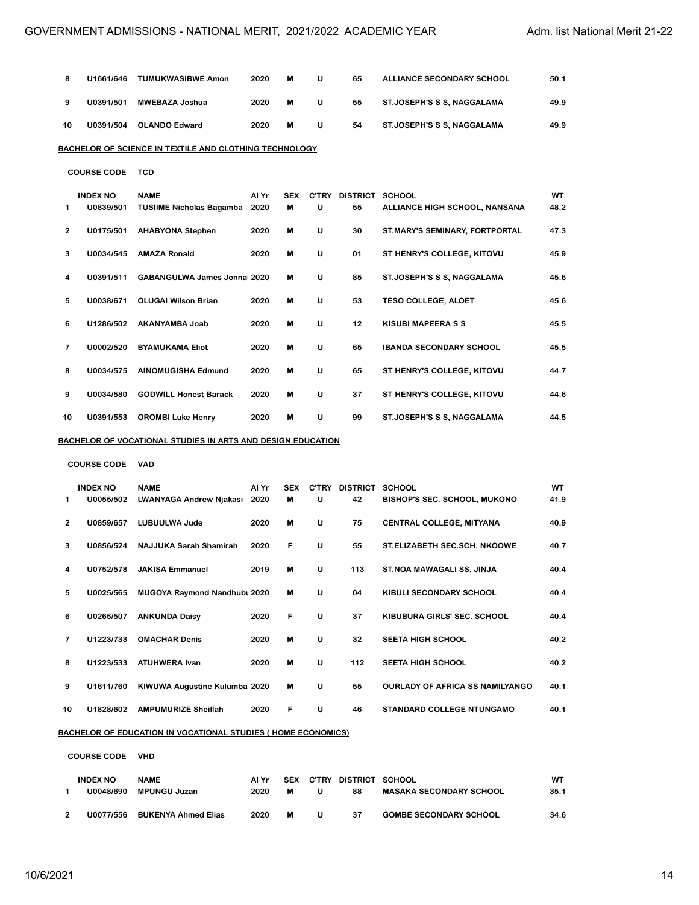| | INDEX NO | NAME | Al Yr | SEX | C'TRY | DISTRICT | SCHOOL | WT |
|---|---|---|---|---|---|---|---|---|
| 8 | U1661/646 | TUMUKWASIBWE Amon | 2020 | M | U | 65 | ALLIANCE SECONDARY SCHOOL | 50.1 |
| 9 | U0391/501 | MWEBAZA Joshua | 2020 | M | U | 55 | ST.JOSEPH'S S S, NAGGALAMA | 49.9 |
| 10 | U0391/504 | OLANDO Edward | 2020 | M | U | 54 | ST.JOSEPH'S S S, NAGGALAMA | 49.9 |

**BACHELOR OF SCIENCE IN TEXTILE AND CLOTHING TECHNOLOGY**

**COURSE CODE** TCD

| | INDEX NO | NAME | Al Yr | SEX | C'TRY | DISTRICT | SCHOOL | WT |
|---|---|---|---|---|---|---|---|---|
| 1 | U0839/501 | TUSIIME Nicholas Bagamba | 2020 | M | U | 55 | ALLIANCE HIGH SCHOOL, NANSANA | 48.2 |
| 2 | U0175/501 | AHABYONA Stephen | 2020 | M | U | 30 | ST.MARY'S SEMINARY, FORTPORTAL | 47.3 |
| 3 | U0034/545 | AMAZA Ronald | 2020 | M | U | 01 | ST HENRY'S COLLEGE, KITOVU | 45.9 |
| 4 | U0391/511 | GABANGULWA James Jonna | 2020 | M | U | 85 | ST.JOSEPH'S S S, NAGGALAMA | 45.6 |
| 5 | U0038/671 | OLUGAI Wilson Brian | 2020 | M | U | 53 | TESO COLLEGE, ALOET | 45.6 |
| 6 | U1286/502 | AKANYAMBA Joab | 2020 | M | U | 12 | KISUBI MAPEERA S S | 45.5 |
| 7 | U0002/520 | BYAMUKAMA Eliot | 2020 | M | U | 65 | IBANDA SECONDARY SCHOOL | 45.5 |
| 8 | U0034/575 | AINOMUGISHA Edmund | 2020 | M | U | 65 | ST HENRY'S COLLEGE, KITOVU | 44.7 |
| 9 | U0034/580 | GODWILL Honest Barack | 2020 | M | U | 37 | ST HENRY'S COLLEGE, KITOVU | 44.6 |
| 10 | U0391/553 | OROMBI Luke Henry | 2020 | M | U | 99 | ST.JOSEPH'S S S, NAGGALAMA | 44.5 |

**BACHELOR OF VOCATIONAL STUDIES IN ARTS AND DESIGN EDUCATION**

**COURSE CODE** VAD

| | INDEX NO | NAME | Al Yr | SEX | C'TRY | DISTRICT | SCHOOL | WT |
|---|---|---|---|---|---|---|---|---|
| 1 | U0055/502 | LWANYAGA Andrew Njakasi | 2020 | M | U | 42 | BISHOP'S SEC. SCHOOL, MUKONO | 41.9 |
| 2 | U0859/657 | LUBUULWA Jude | 2020 | M | U | 75 | CENTRAL COLLEGE, MITYANA | 40.9 |
| 3 | U0856/524 | NAJJUKA Sarah Shamirah | 2020 | F | U | 55 | ST.ELIZABETH SEC.SCH. NKOOWE | 40.7 |
| 4 | U0752/578 | JAKISA Emmanuel | 2019 | M | U | 113 | ST.NOA MAWAGALI SS, JINJA | 40.4 |
| 5 | U0025/565 | MUGOYA Raymond Nandhubu | 2020 | M | U | 04 | KIBULI SECONDARY SCHOOL | 40.4 |
| 6 | U0265/507 | ANKUNDA Daisy | 2020 | F | U | 37 | KIBUBURA GIRLS' SEC. SCHOOL | 40.4 |
| 7 | U1223/733 | OMACHAR Denis | 2020 | M | U | 32 | SEETA HIGH SCHOOL | 40.2 |
| 8 | U1223/533 | ATUHWERA Ivan | 2020 | M | U | 112 | SEETA HIGH SCHOOL | 40.2 |
| 9 | U1611/760 | KIWUWA Augustine Kulumba | 2020 | M | U | 55 | OURLADY OF AFRICA SS NAMILYANGO | 40.1 |
| 10 | U1828/602 | AMPUMURIZE Sheillah | 2020 | F | U | 46 | STANDARD COLLEGE NTUNGAMO | 40.1 |

**BACHELOR OF EDUCATION IN VOCATIONAL STUDIES ( HOME ECONOMICS)**

**COURSE CODE** VHD

| | INDEX NO | NAME | Al Yr | SEX | C'TRY | DISTRICT | SCHOOL | WT |
|---|---|---|---|---|---|---|---|---|
| 1 | U0048/690 | MPUNGU Juzan | 2020 | M | U | 88 | MASAKA SECONDARY SCHOOL | 35.1 |
| 2 | U0077/556 | BUKENYA Ahmed Elias | 2020 | M | U | 37 | GOMBE SECONDARY SCHOOL | 34.6 |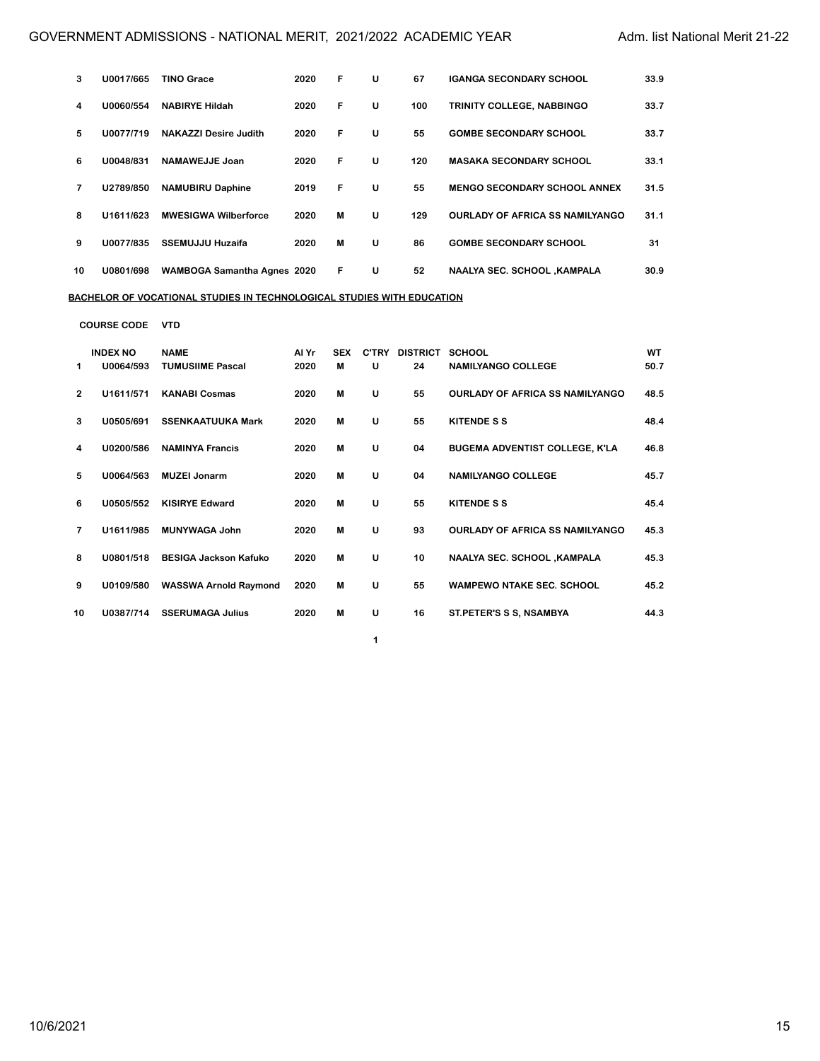| | | | | | | | | |
|---|---|---|---|---|---|---|---|---|
| 3 | U0017/665 | TINO Grace | 2020 | F | U | 67 | IGANGA SECONDARY SCHOOL | 33.9 |
| 4 | U0060/554 | NABIRYE Hildah | 2020 | F | U | 100 | TRINITY COLLEGE, NABBINGO | 33.7 |
| 5 | U0077/719 | NAKAZZI Desire Judith | 2020 | F | U | 55 | GOMBE SECONDARY SCHOOL | 33.7 |
| 6 | U0048/831 | NAMAWEJJE Joan | 2020 | F | U | 120 | MASAKA SECONDARY SCHOOL | 33.1 |
| 7 | U2789/850 | NAMUBIRU Daphine | 2019 | F | U | 55 | MENGO SECONDARY SCHOOL ANNEX | 31.5 |
| 8 | U1611/623 | MWESIGWA Wilberforce | 2020 | M | U | 129 | OURLADY OF AFRICA SS NAMILYANGO | 31.1 |
| 9 | U0077/835 | SSEMUJJU Huzaifa | 2020 | M | U | 86 | GOMBE SECONDARY SCHOOL | 31 |
| 10 | U0801/698 | WAMBOGA Samantha Agnes | 2020 | F | U | 52 | NAALYA SEC. SCHOOL ,KAMPALA | 30.9 |

**BACHELOR OF VOCATIONAL STUDIES IN TECHNOLOGICAL STUDIES WITH EDUCATION**

**COURSE CODE** VTD

| | INDEX NO | NAME | Al Yr | SEX | C'TRY | DISTRICT | SCHOOL | WT |
|---|---|---|---|---|---|---|---|---|
| 1 | U0064/593 | TUMUSIIME Pascal | 2020 | M | U | 24 | NAMILYANGO COLLEGE | 50.7 |
| 2 | U1611/571 | KANABI Cosmas | 2020 | M | U | 55 | OURLADY OF AFRICA SS NAMILYANGO | 48.5 |
| 3 | U0505/691 | SSENKAATUUKA Mark | 2020 | M | U | 55 | KITENDE S S | 48.4 |
| 4 | U0200/586 | NAMINYA Francis | 2020 | M | U | 04 | BUGEMA ADVENTIST COLLEGE, K'LA | 46.8 |
| 5 | U0064/563 | MUZEI Jonarm | 2020 | M | U | 04 | NAMILYANGO COLLEGE | 45.7 |
| 6 | U0505/552 | KISIRYE Edward | 2020 | M | U | 55 | KITENDE S S | 45.4 |
| 7 | U1611/985 | MUNYWAGA John | 2020 | M | U | 93 | OURLADY OF AFRICA SS NAMILYANGO | 45.3 |
| 8 | U0801/518 | BESIGA Jackson Kafuko | 2020 | M | U | 10 | NAALYA SEC. SCHOOL ,KAMPALA | 45.3 |
| 9 | U0109/580 | WASSWA Arnold Raymond | 2020 | M | U | 55 | WAMPEWO NTAKE SEC. SCHOOL | 45.2 |
| 10 | U0387/714 | SSERUMAGA Julius | 2020 | M | U | 16 | ST.PETER'S S S, NSAMBYA | 44.3 |